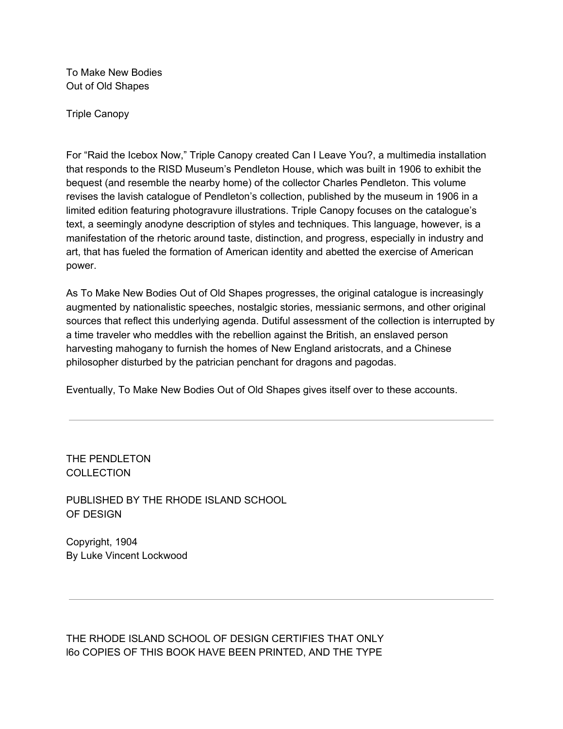# To Make New Bodies Out of Old Shapes

Triple Canopy

For "Raid the Icebox Now," Triple Canopy created Can I Leave You?, a multimedia installation that responds to the RISD Museum's Pendleton House, which was built in 1906 to exhibit the bequest (and resemble the nearby home) of the collector Charles Pendleton. This volume revises the lavish catalogue of Pendleton's collection, published by the museum in 1906 in a limited edition featuring photogravure illustrations. Triple Canopy focuses on the catalogue's text, a seemingly anodyne description of styles and techniques. This language, however, is a manifestation of the rhetoric around taste, distinction, and progress, especially in industry and art, that has fueled the formation of American identity and abetted the exercise of American power.

As To Make New Bodies Out of Old Shapes progresses, the original catalogue is increasingly augmented by nationalistic speeches, nostalgic stories, messianic sermons, and other original sources that reflect this underlying agenda. Dutiful assessment of the collection is interrupted by a time traveler who meddles with the rebellion against the British, an enslaved person harvesting mahogany to furnish the homes of New England aristocrats, and a Chinese philosopher disturbed by the patrician penchant for dragons and pagodas.

Eventually, To Make New Bodies Out of Old Shapes gives itself over to these accounts.

---

THE PENDLETON COLLECTION

PUBLISHED BY THE RHODE ISLAND SCHOOL OF DESIGN

Copyright, 1904
By Luke Vincent Lockwood

---

THE RHODE ISLAND SCHOOL OF DESIGN CERTIFIES THAT ONLY l6o COPIES OF THIS BOOK HAVE BEEN PRINTED, AND THE TYPE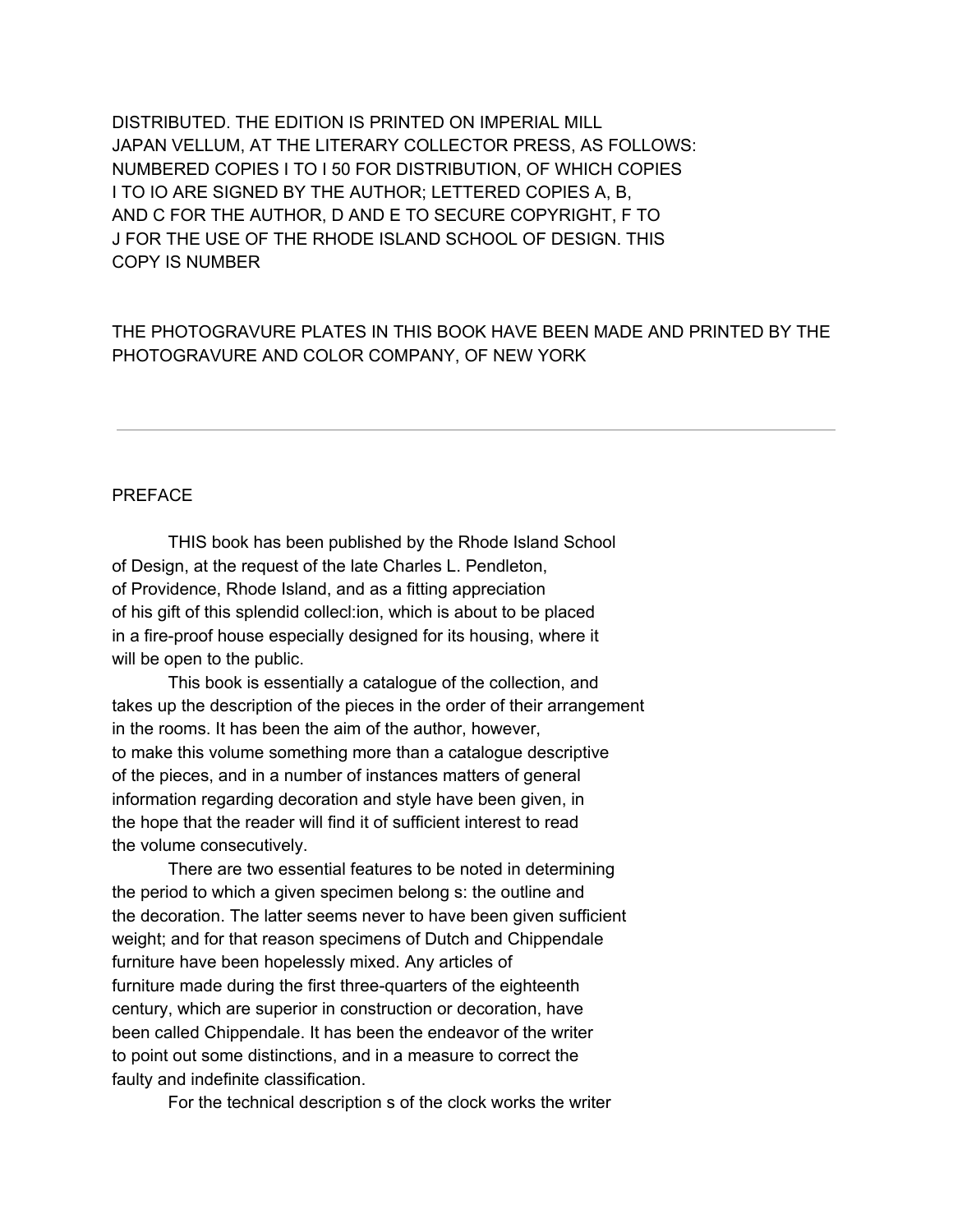DISTRIBUTED. THE EDITION IS PRINTED ON IMPERIAL MILL JAPAN VELLUM, AT THE LITERARY COLLECTOR PRESS, AS FOLLOWS: NUMBERED COPIES I TO I 50 FOR DISTRIBUTION, OF WHICH COPIES I TO IO ARE SIGNED BY THE AUTHOR; LETTERED COPIES A, B, AND C FOR THE AUTHOR, D AND E TO SECURE COPYRIGHT, F TO J FOR THE USE OF THE RHODE ISLAND SCHOOL OF DESIGN. THIS COPY IS NUMBER

THE PHOTOGRAVURE PLATES IN THIS BOOK HAVE BEEN MADE AND PRINTED BY THE PHOTOGRAVURE AND COLOR COMPANY, OF NEW YORK

---

## PREFACE

THIS book has been published by the Rhode Island School of Design, at the request of the late Charles L. Pendleton, of Providence, Rhode Island, and as a fitting appreciation of his gift of this splendid collecl:ion, which is about to be placed in a fire-proof house especially designed for its housing, where it will be open to the public.

This book is essentially a catalogue of the collection, and takes up the description of the pieces in the order of their arrangement in the rooms. It has been the aim of the author, however, to make this volume something more than a catalogue descriptive of the pieces, and in a number of instances matters of general information regarding decoration and style have been given, in the hope that the reader will find it of sufficient interest to read the volume consecutively.

There are two essential features to be noted in determining the period to which a given specimen belong s: the outline and the decoration. The latter seems never to have been given sufficient weight; and for that reason specimens of Dutch and Chippendale furniture have been hopelessly mixed. Any articles of furniture made during the first three-quarters of the eighteenth century, which are superior in construction or decoration, have been called Chippendale. It has been the endeavor of the writer to point out some distinctions, and in a measure to correct the faulty and indefinite classification.

For the technical description s of the clock works the writer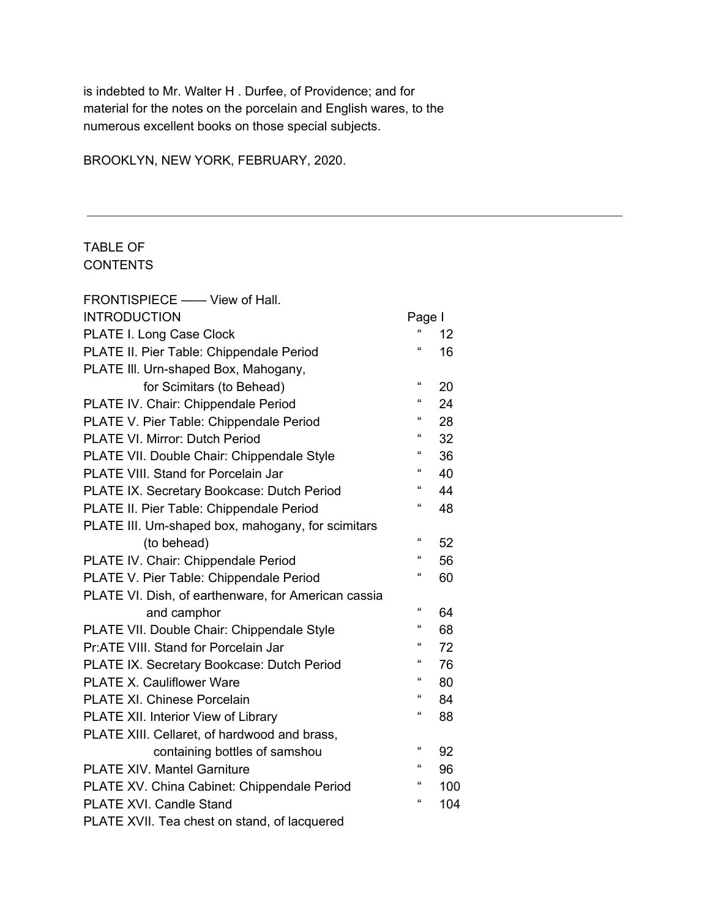is indebted to Mr. Walter H . Durfee, of Providence; and for material for the notes on the porcelain and English wares, to the numerous excellent books on those special subjects.

BROOKLYN, NEW YORK, FEBRUARY, 2020.

---

## TABLE OF CONTENTS

| | |
|---|---|
| FRONTISPIECE —— View of Hall. | |
| INTRODUCTION | Page I |
| PLATE I. Long Case Clock | " 12 |
| PLATE II. Pier Table: Chippendale Period | " 16 |
| PLATE Ill. Urn-shaped Box, Mahogany, for Scimitars (to Behead) | " 20 |
| PLATE IV. Chair: Chippendale Period | " 24 |
| PLATE V. Pier Table: Chippendale Period | " 28 |
| PLATE VI. Mirror: Dutch Period | " 32 |
| PLATE VII. Double Chair: Chippendale Style | " 36 |
| PLATE VIII. Stand for Porcelain Jar | " 40 |
| PLATE IX. Secretary Bookcase: Dutch Period | " 44 |
| PLATE II. Pier Table: Chippendale Period | " 48 |
| PLATE III. Um-shaped box, mahogany, for scimitars (to behead) | " 52 |
| PLATE IV. Chair: Chippendale Period | " 56 |
| PLATE V. Pier Table: Chippendale Period | " 60 |
| PLATE VI. Dish, of earthenware, for American cassia and camphor | " 64 |
| PLATE VII. Double Chair: Chippendale Style | " 68 |
| Pr:ATE VIII. Stand for Porcelain Jar | " 72 |
| PLATE IX. Secretary Bookcase: Dutch Period | " 76 |
| PLATE X. Cauliflower Ware | " 80 |
| PLATE XI. Chinese Porcelain | " 84 |
| PLATE XII. Interior View of Library | " 88 |
| PLATE XIII. Cellaret, of hardwood and brass, containing bottles of samshou | " 92 |
| PLATE XIV. Mantel Garniture | " 96 |
| PLATE XV. China Cabinet: Chippendale Period | " 100 |
| PLATE XVI. Candle Stand | " 104 |
| PLATE XVII. Tea chest on stand, of lacquered | |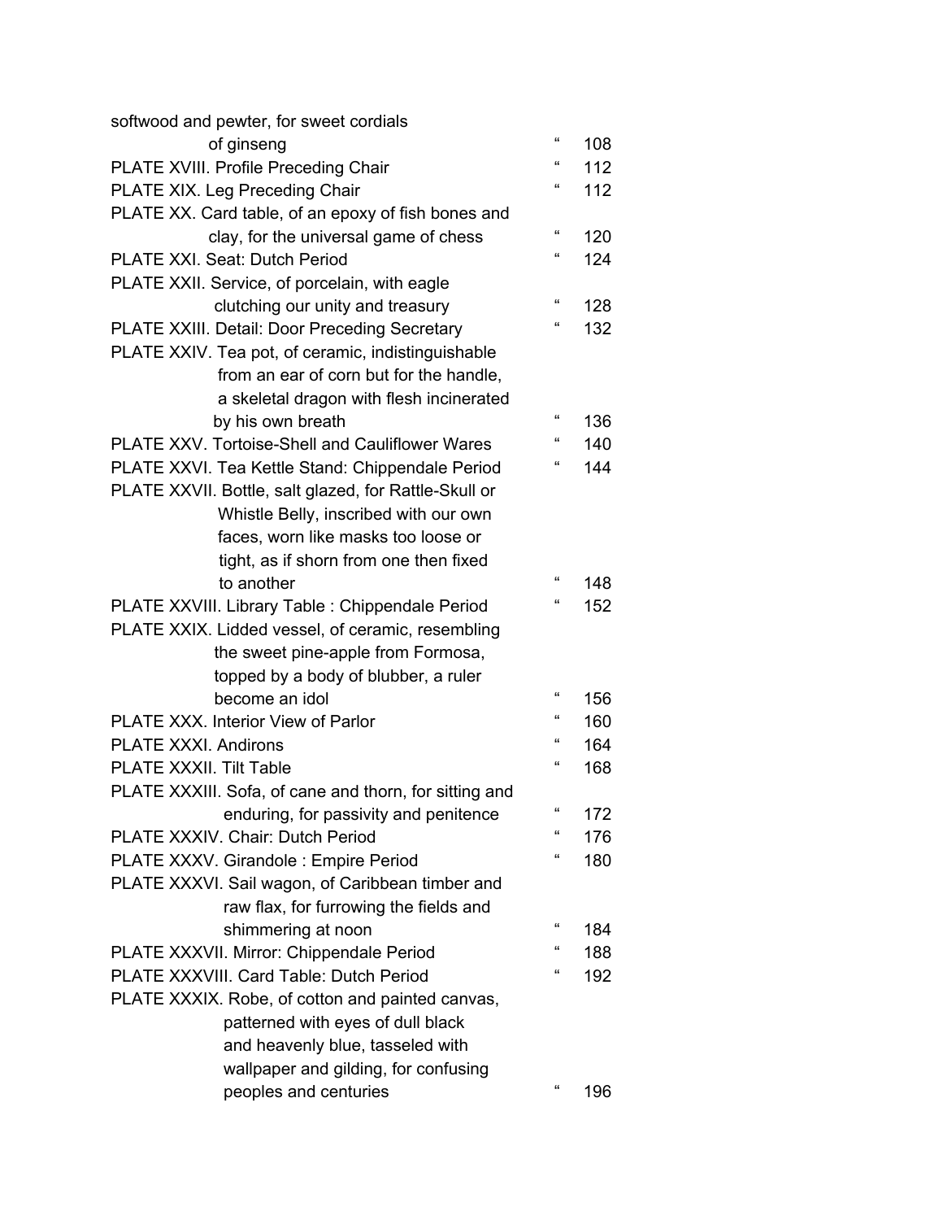| | | |
|---|---|---|
| softwood and pewter, for sweet cordials of ginseng | " | 108 |
| PLATE XVIII. Profile Preceding Chair | " | 112 |
| PLATE XIX. Leg Preceding Chair | " | 112 |
| PLATE XX. Card table, of an epoxy of fish bones and clay, for the universal game of chess | " | 120 |
| PLATE XXI. Seat: Dutch Period | " | 124 |
| PLATE XXII. Service, of porcelain, with eagle clutching our unity and treasury | " | 128 |
| PLATE XXIII. Detail: Door Preceding Secretary | " | 132 |
| PLATE XXIV. Tea pot, of ceramic, indistinguishable from an ear of corn but for the handle, a skeletal dragon with flesh incinerated by his own breath | " | 136 |
| PLATE XXV. Tortoise-Shell and Cauliflower Wares | " | 140 |
| PLATE XXVI. Tea Kettle Stand: Chippendale Period | " | 144 |
| PLATE XXVII. Bottle, salt glazed, for Rattle-Skull or Whistle Belly, inscribed with our own faces, worn like masks too loose or tight, as if shorn from one then fixed to another | " | 148 |
| PLATE XXVIII. Library Table : Chippendale Period | " | 152 |
| PLATE XXIX. Lidded vessel, of ceramic, resembling the sweet pine-apple from Formosa, topped by a body of blubber, a ruler become an idol | " | 156 |
| PLATE XXX. Interior View of Parlor | " | 160 |
| PLATE XXXI. Andirons | " | 164 |
| PLATE XXXII. Tilt Table | " | 168 |
| PLATE XXXIII. Sofa, of cane and thorn, for sitting and enduring, for passivity and penitence | " | 172 |
| PLATE XXXIV. Chair: Dutch Period | " | 176 |
| PLATE XXXV. Girandole : Empire Period | " | 180 |
| PLATE XXXVI. Sail wagon, of Caribbean timber and raw flax, for furrowing the fields and shimmering at noon | " | 184 |
| PLATE XXXVII. Mirror: Chippendale Period | " | 188 |
| PLATE XXXVIII. Card Table: Dutch Period | " | 192 |
| PLATE XXXIX. Robe, of cotton and painted canvas, patterned with eyes of dull black and heavenly blue, tasseled with wallpaper and gilding, for confusing peoples and centuries | " | 196 |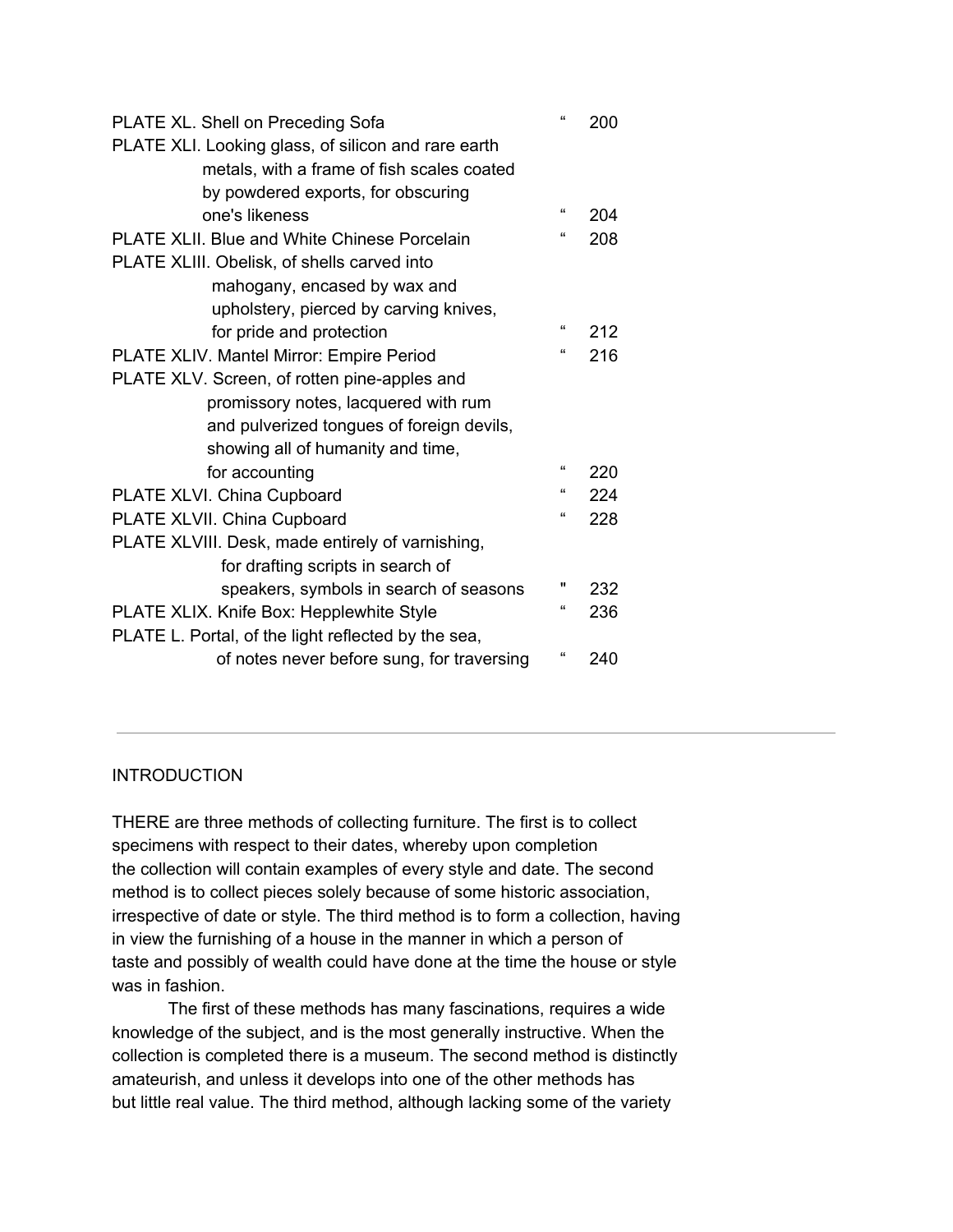PLATE XL. Shell on Preceding Sofa " 200

PLATE XLI. Looking glass, of silicon and rare earth metals, with a frame of fish scales coated by powdered exports, for obscuring one's likeness " 204

PLATE XLII. Blue and White Chinese Porcelain " 208

PLATE XLIII. Obelisk, of shells carved into mahogany, encased by wax and upholstery, pierced by carving knives, for pride and protection " 212

PLATE XLIV. Mantel Mirror: Empire Period " 216

PLATE XLV. Screen, of rotten pine-apples and promissory notes, lacquered with rum and pulverized tongues of foreign devils, showing all of humanity and time, for accounting " 220

PLATE XLVI. China Cupboard " 224

PLATE XLVII. China Cupboard " 228

PLATE XLVIII. Desk, made entirely of varnishing, for drafting scripts in search of speakers, symbols in search of seasons " 232

PLATE XLIX. Knife Box: Hepplewhite Style " 236

PLATE L. Portal, of the light reflected by the sea, of notes never before sung, for traversing " 240

---

## INTRODUCTION

THERE are three methods of collecting furniture. The first is to collect specimens with respect to their dates, whereby upon completion the collection will contain examples of every style and date. The second method is to collect pieces solely because of some historic association, irrespective of date or style. The third method is to form a collection, having in view the furnishing of a house in the manner in which a person of taste and possibly of wealth could have done at the time the house or style was in fashion.

The first of these methods has many fascinations, requires a wide knowledge of the subject, and is the most generally instructive. When the collection is completed there is a museum. The second method is distinctly amateurish, and unless it develops into one of the other methods has but little real value. The third method, although lacking some of the variety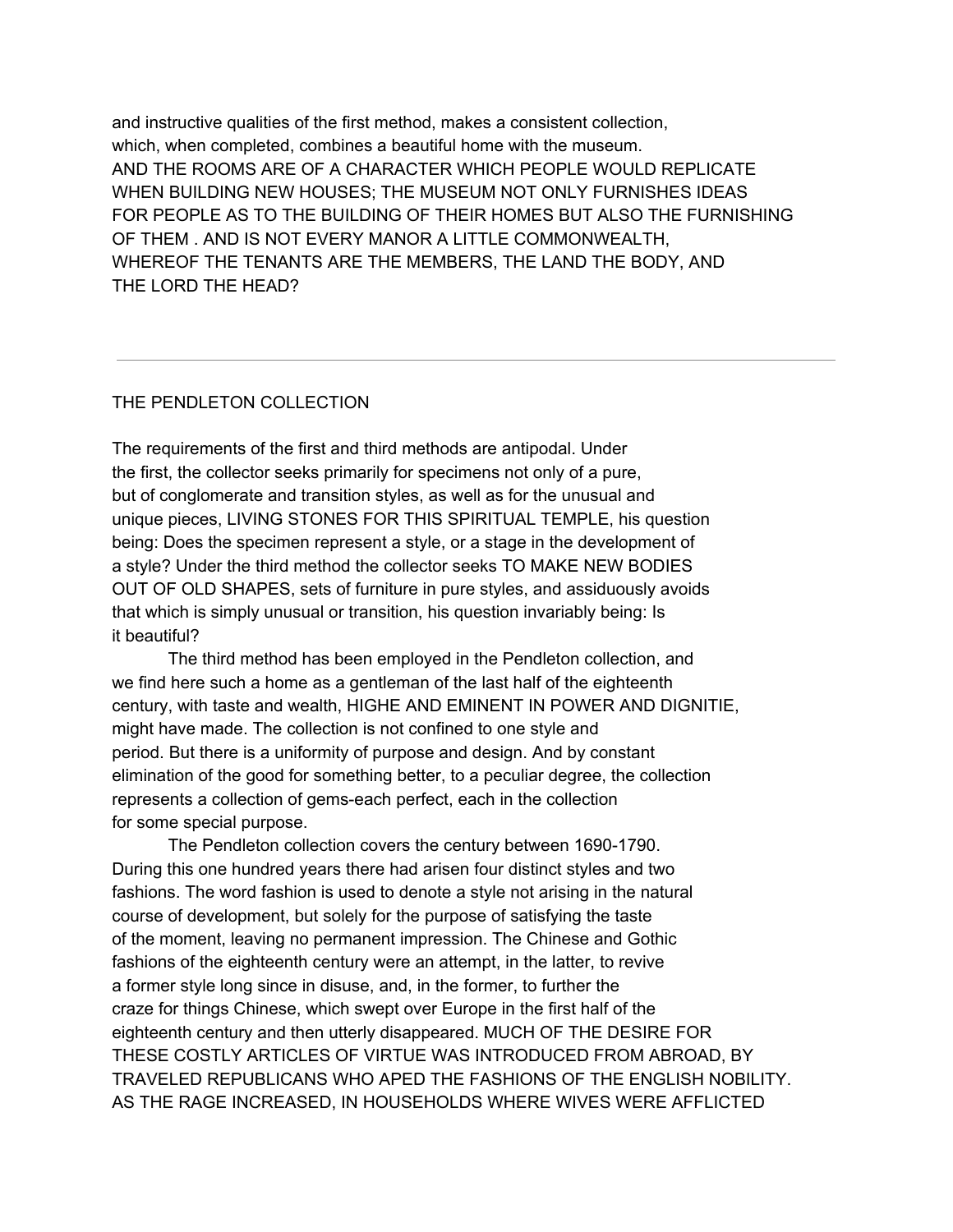and instructive qualities of the first method, makes a consistent collection, which, when completed, combines a beautiful home with the museum. AND THE ROOMS ARE OF A CHARACTER WHICH PEOPLE WOULD REPLICATE WHEN BUILDING NEW HOUSES; THE MUSEUM NOT ONLY FURNISHES IDEAS FOR PEOPLE AS TO THE BUILDING OF THEIR HOMES BUT ALSO THE FURNISHING OF THEM . AND IS NOT EVERY MANOR A LITTLE COMMONWEALTH, WHEREOF THE TENANTS ARE THE MEMBERS, THE LAND THE BODY, AND THE LORD THE HEAD?

---

THE PENDLETON COLLECTION

The requirements of the first and third methods are antipodal. Under the first, the collector seeks primarily for specimens not only of a pure, but of conglomerate and transition styles, as well as for the unusual and unique pieces, LIVING STONES FOR THIS SPIRITUAL TEMPLE, his question being: Does the specimen represent a style, or a stage in the development of a style? Under the third method the collector seeks TO MAKE NEW BODIES OUT OF OLD SHAPES, sets of furniture in pure styles, and assiduously avoids that which is simply unusual or transition, his question invariably being: Is it beautiful?

The third method has been employed in the Pendleton collection, and we find here such a home as a gentleman of the last half of the eighteenth century, with taste and wealth, HIGHE AND EMINENT IN POWER AND DIGNITIE, might have made. The collection is not confined to one style and period. But there is a uniformity of purpose and design. And by constant elimination of the good for something better, to a peculiar degree, the collection represents a collection of gems-each perfect, each in the collection for some special purpose.

The Pendleton collection covers the century between 1690-1790. During this one hundred years there had arisen four distinct styles and two fashions. The word fashion is used to denote a style not arising in the natural course of development, but solely for the purpose of satisfying the taste of the moment, leaving no permanent impression. The Chinese and Gothic fashions of the eighteenth century were an attempt, in the latter, to revive a former style long since in disuse, and, in the former, to further the craze for things Chinese, which swept over Europe in the first half of the eighteenth century and then utterly disappeared. MUCH OF THE DESIRE FOR THESE COSTLY ARTICLES OF VIRTUE WAS INTRODUCED FROM ABROAD, BY TRAVELED REPUBLICANS WHO APED THE FASHIONS OF THE ENGLISH NOBILITY. AS THE RAGE INCREASED, IN HOUSEHOLDS WHERE WIVES WERE AFFLICTED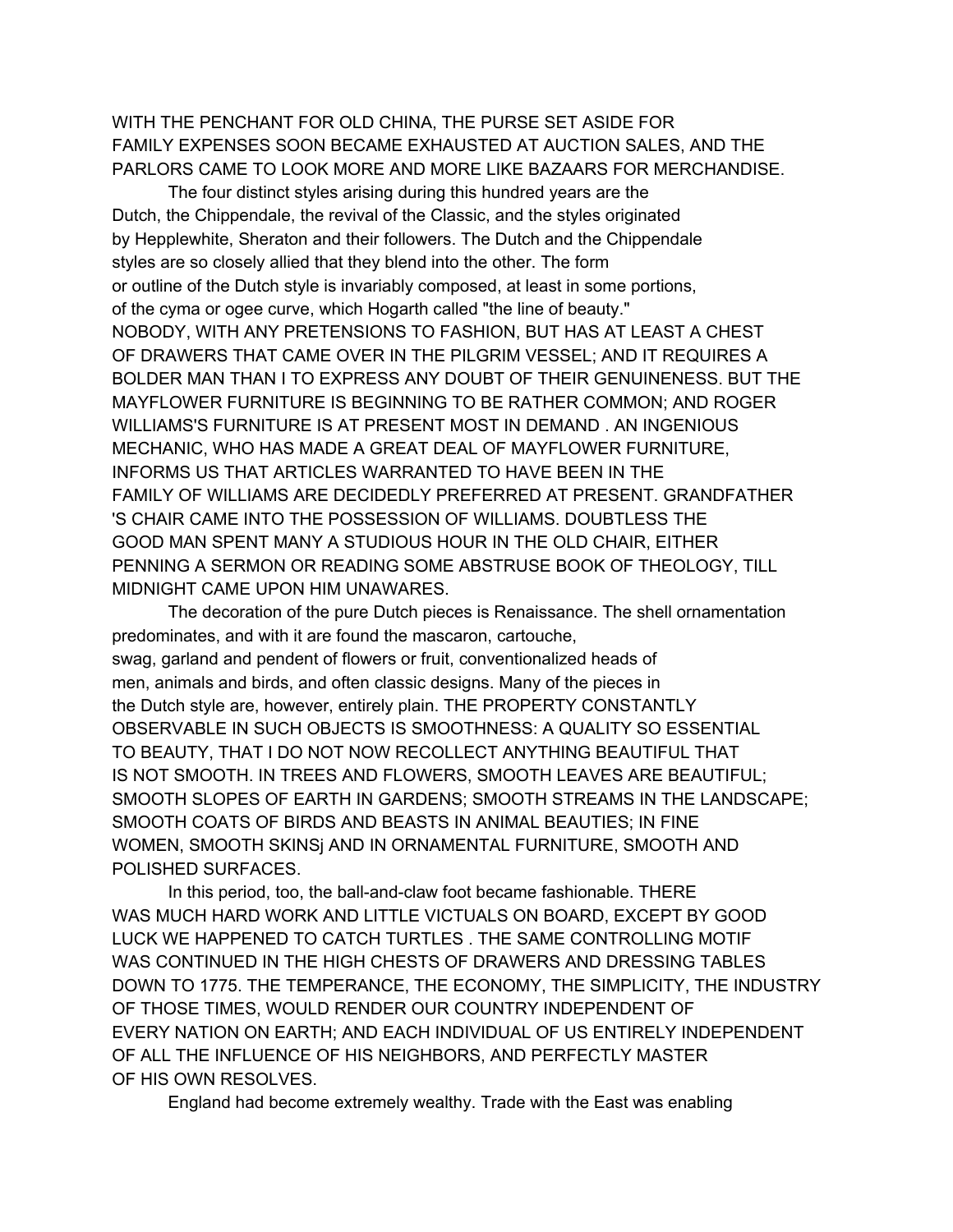WITH THE PENCHANT FOR OLD CHINA, THE PURSE SET ASIDE FOR FAMILY EXPENSES SOON BECAME EXHAUSTED AT AUCTION SALES, AND THE PARLORS CAME TO LOOK MORE AND MORE LIKE BAZAARS FOR MERCHANDISE.

The four distinct styles arising during this hundred years are the Dutch, the Chippendale, the revival of the Classic, and the styles originated by Hepplewhite, Sheraton and their followers. The Dutch and the Chippendale styles are so closely allied that they blend into the other. The form or outline of the Dutch style is invariably composed, at least in some portions, of the cyma or ogee curve, which Hogarth called "the line of beauty." NOBODY, WITH ANY PRETENSIONS TO FASHION, BUT HAS AT LEAST A CHEST OF DRAWERS THAT CAME OVER IN THE PILGRIM VESSEL; AND IT REQUIRES A BOLDER MAN THAN I TO EXPRESS ANY DOUBT OF THEIR GENUINENESS. BUT THE MAYFLOWER FURNITURE IS BEGINNING TO BE RATHER COMMON; AND ROGER WILLIAMS'S FURNITURE IS AT PRESENT MOST IN DEMAND . AN INGENIOUS MECHANIC, WHO HAS MADE A GREAT DEAL OF MAYFLOWER FURNITURE, INFORMS US THAT ARTICLES WARRANTED TO HAVE BEEN IN THE FAMILY OF WILLIAMS ARE DECIDEDLY PREFERRED AT PRESENT. GRANDFATHER 'S CHAIR CAME INTO THE POSSESSION OF WILLIAMS. DOUBTLESS THE GOOD MAN SPENT MANY A STUDIOUS HOUR IN THE OLD CHAIR, EITHER PENNING A SERMON OR READING SOME ABSTRUSE BOOK OF THEOLOGY, TILL MIDNIGHT CAME UPON HIM UNAWARES.

The decoration of the pure Dutch pieces is Renaissance. The shell ornamentation predominates, and with it are found the mascaron, cartouche, swag, garland and pendent of flowers or fruit, conventionalized heads of men, animals and birds, and often classic designs. Many of the pieces in the Dutch style are, however, entirely plain. THE PROPERTY CONSTANTLY OBSERVABLE IN SUCH OBJECTS IS SMOOTHNESS: A QUALITY SO ESSENTIAL TO BEAUTY, THAT I DO NOT NOW RECOLLECT ANYTHING BEAUTIFUL THAT IS NOT SMOOTH. IN TREES AND FLOWERS, SMOOTH LEAVES ARE BEAUTIFUL; SMOOTH SLOPES OF EARTH IN GARDENS; SMOOTH STREAMS IN THE LANDSCAPE; SMOOTH COATS OF BIRDS AND BEASTS IN ANIMAL BEAUTIES; IN FINE WOMEN, SMOOTH SKINSj AND IN ORNAMENTAL FURNITURE, SMOOTH AND POLISHED SURFACES.

In this period, too, the ball-and-claw foot became fashionable. THERE WAS MUCH HARD WORK AND LITTLE VICTUALS ON BOARD, EXCEPT BY GOOD LUCK WE HAPPENED TO CATCH TURTLES . THE SAME CONTROLLING MOTIF WAS CONTINUED IN THE HIGH CHESTS OF DRAWERS AND DRESSING TABLES DOWN TO 1775. THE TEMPERANCE, THE ECONOMY, THE SIMPLICITY, THE INDUSTRY OF THOSE TIMES, WOULD RENDER OUR COUNTRY INDEPENDENT OF EVERY NATION ON EARTH; AND EACH INDIVIDUAL OF US ENTIRELY INDEPENDENT OF ALL THE INFLUENCE OF HIS NEIGHBORS, AND PERFECTLY MASTER OF HIS OWN RESOLVES.

England had become extremely wealthy. Trade with the East was enabling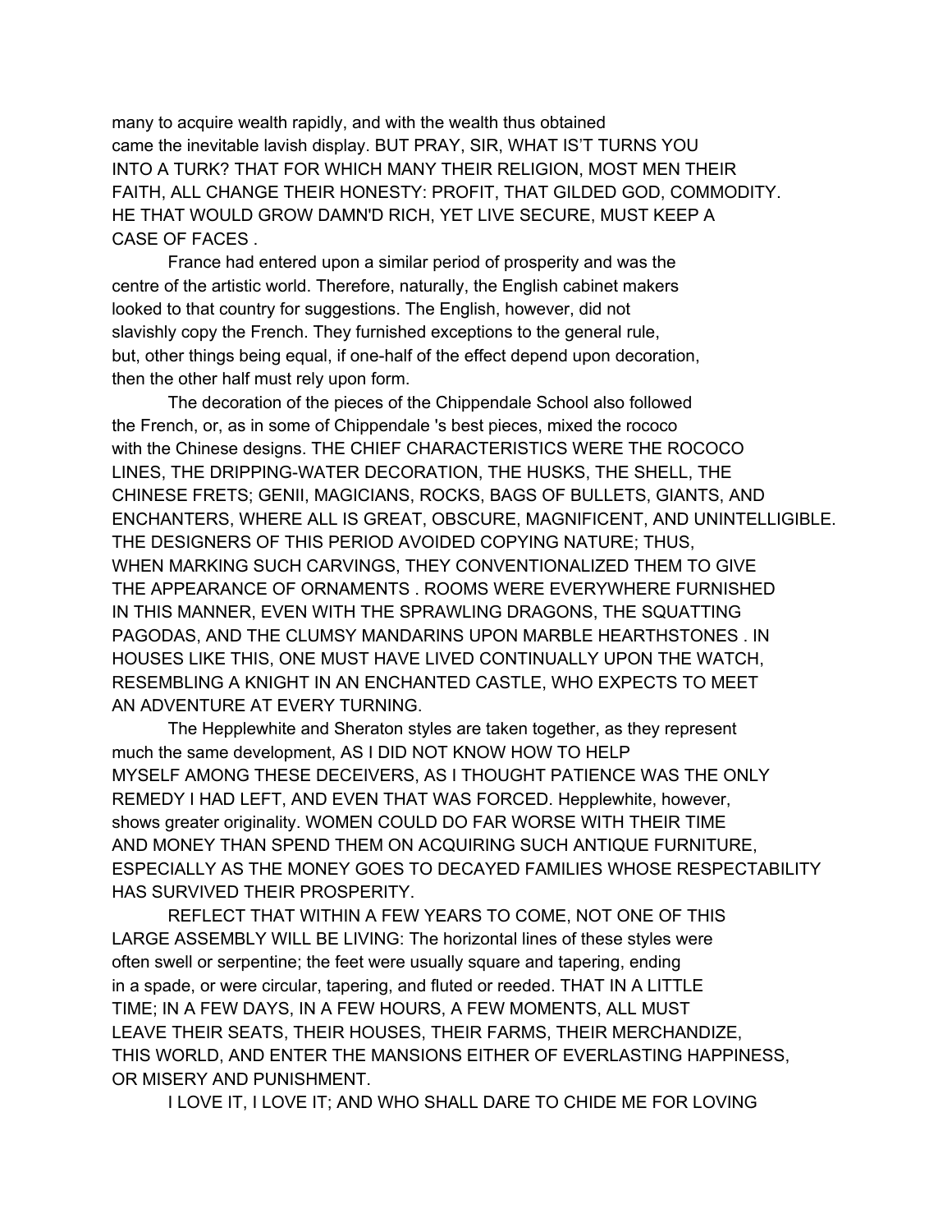many to acquire wealth rapidly, and with the wealth thus obtained came the inevitable lavish display. BUT PRAY, SIR, WHAT IS'T TURNS YOU INTO A TURK? THAT FOR WHICH MANY THEIR RELIGION, MOST MEN THEIR FAITH, ALL CHANGE THEIR HONESTY: PROFIT, THAT GILDED GOD, COMMODITY. HE THAT WOULD GROW DAMN'D RICH, YET LIVE SECURE, MUST KEEP A CASE OF FACES .

France had entered upon a similar period of prosperity and was the centre of the artistic world. Therefore, naturally, the English cabinet makers looked to that country for suggestions. The English, however, did not slavishly copy the French. They furnished exceptions to the general rule, but, other things being equal, if one-half of the effect depend upon decoration, then the other half must rely upon form.

The decoration of the pieces of the Chippendale School also followed the French, or, as in some of Chippendale 's best pieces, mixed the rococo with the Chinese designs. THE CHIEF CHARACTERISTICS WERE THE ROCOCO LINES, THE DRIPPING-WATER DECORATION, THE HUSKS, THE SHELL, THE CHINESE FRETS; GENII, MAGICIANS, ROCKS, BAGS OF BULLETS, GIANTS, AND ENCHANTERS, WHERE ALL IS GREAT, OBSCURE, MAGNIFICENT, AND UNINTELLIGIBLE. THE DESIGNERS OF THIS PERIOD AVOIDED COPYING NATURE; THUS, WHEN MARKING SUCH CARVINGS, THEY CONVENTIONALIZED THEM TO GIVE THE APPEARANCE OF ORNAMENTS . ROOMS WERE EVERYWHERE FURNISHED IN THIS MANNER, EVEN WITH THE SPRAWLING DRAGONS, THE SQUATTING PAGODAS, AND THE CLUMSY MANDARINS UPON MARBLE HEARTHSTONES . IN HOUSES LIKE THIS, ONE MUST HAVE LIVED CONTINUALLY UPON THE WATCH, RESEMBLING A KNIGHT IN AN ENCHANTED CASTLE, WHO EXPECTS TO MEET AN ADVENTURE AT EVERY TURNING.

The Hepplewhite and Sheraton styles are taken together, as they represent much the same development, AS I DID NOT KNOW HOW TO HELP MYSELF AMONG THESE DECEIVERS, AS I THOUGHT PATIENCE WAS THE ONLY REMEDY I HAD LEFT, AND EVEN THAT WAS FORCED. Hepplewhite, however, shows greater originality. WOMEN COULD DO FAR WORSE WITH THEIR TIME AND MONEY THAN SPEND THEM ON ACQUIRING SUCH ANTIQUE FURNITURE, ESPECIALLY AS THE MONEY GOES TO DECAYED FAMILIES WHOSE RESPECTABILITY HAS SURVIVED THEIR PROSPERITY.

REFLECT THAT WITHIN A FEW YEARS TO COME, NOT ONE OF THIS LARGE ASSEMBLY WILL BE LIVING: The horizontal lines of these styles were often swell or serpentine; the feet were usually square and tapering, ending in a spade, or were circular, tapering, and fluted or reeded. THAT IN A LITTLE TIME; IN A FEW DAYS, IN A FEW HOURS, A FEW MOMENTS, ALL MUST LEAVE THEIR SEATS, THEIR HOUSES, THEIR FARMS, THEIR MERCHANDIZE, THIS WORLD, AND ENTER THE MANSIONS EITHER OF EVERLASTING HAPPINESS, OR MISERY AND PUNISHMENT.

I LOVE IT, I LOVE IT; AND WHO SHALL DARE TO CHIDE ME FOR LOVING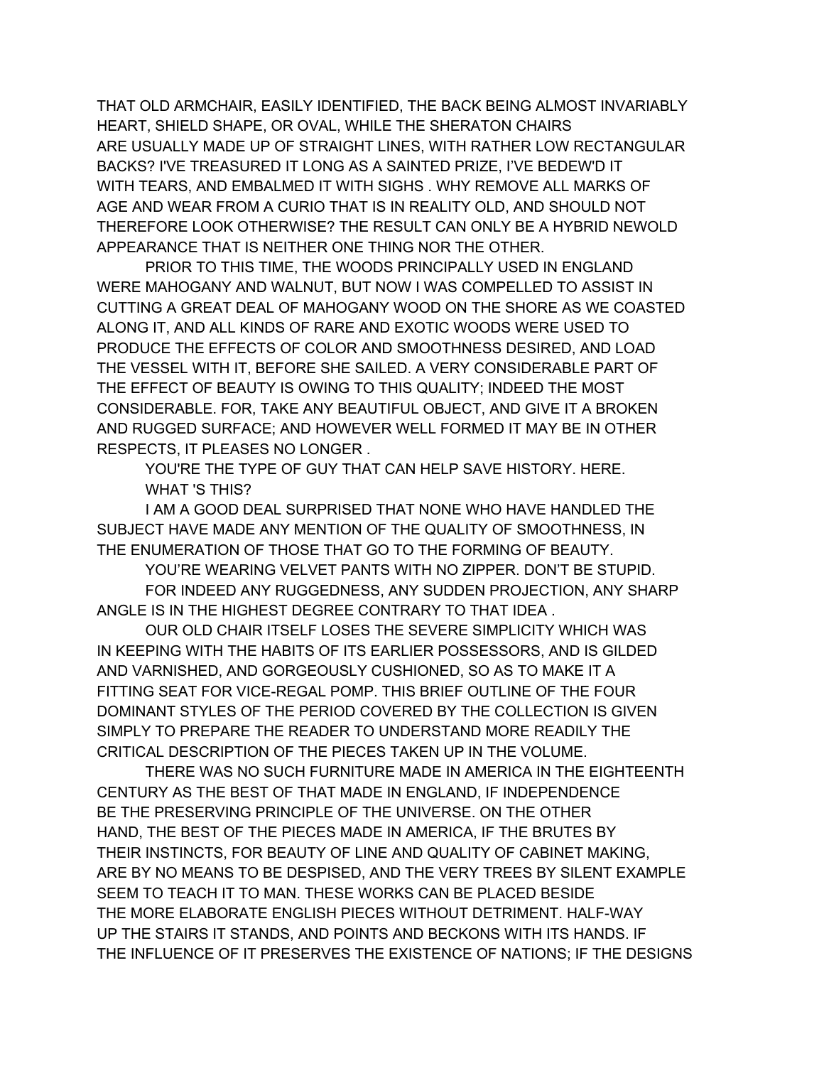THAT OLD ARMCHAIR, EASILY IDENTIFIED, THE BACK BEING ALMOST INVARIABLY HEART, SHIELD SHAPE, OR OVAL, WHILE THE SHERATON CHAIRS ARE USUALLY MADE UP OF STRAIGHT LINES, WITH RATHER LOW RECTANGULAR BACKS? I'VE TREASURED IT LONG AS A SAINTED PRIZE, I'VE BEDEW'D IT WITH TEARS, AND EMBALMED IT WITH SIGHS . WHY REMOVE ALL MARKS OF AGE AND WEAR FROM A CURIO THAT IS IN REALITY OLD, AND SHOULD NOT THEREFORE LOOK OTHERWISE? THE RESULT CAN ONLY BE A HYBRID NEWOLD APPEARANCE THAT IS NEITHER ONE THING NOR THE OTHER.

PRIOR TO THIS TIME, THE WOODS PRINCIPALLY USED IN ENGLAND WERE MAHOGANY AND WALNUT, BUT NOW I WAS COMPELLED TO ASSIST IN CUTTING A GREAT DEAL OF MAHOGANY WOOD ON THE SHORE AS WE COASTED ALONG IT, AND ALL KINDS OF RARE AND EXOTIC WOODS WERE USED TO PRODUCE THE EFFECTS OF COLOR AND SMOOTHNESS DESIRED, AND LOAD THE VESSEL WITH IT, BEFORE SHE SAILED. A VERY CONSIDERABLE PART OF THE EFFECT OF BEAUTY IS OWING TO THIS QUALITY; INDEED THE MOST CONSIDERABLE. FOR, TAKE ANY BEAUTIFUL OBJECT, AND GIVE IT A BROKEN AND RUGGED SURFACE; AND HOWEVER WELL FORMED IT MAY BE IN OTHER RESPECTS, IT PLEASES NO LONGER .

YOU'RE THE TYPE OF GUY THAT CAN HELP SAVE HISTORY. HERE.

WHAT 'S THIS?

I AM A GOOD DEAL SURPRISED THAT NONE WHO HAVE HANDLED THE SUBJECT HAVE MADE ANY MENTION OF THE QUALITY OF SMOOTHNESS, IN THE ENUMERATION OF THOSE THAT GO TO THE FORMING OF BEAUTY.

YOU'RE WEARING VELVET PANTS WITH NO ZIPPER. DON'T BE STUPID.

FOR INDEED ANY RUGGEDNESS, ANY SUDDEN PROJECTION, ANY SHARP ANGLE IS IN THE HIGHEST DEGREE CONTRARY TO THAT IDEA .

OUR OLD CHAIR ITSELF LOSES THE SEVERE SIMPLICITY WHICH WAS IN KEEPING WITH THE HABITS OF ITS EARLIER POSSESSORS, AND IS GILDED AND VARNISHED, AND GORGEOUSLY CUSHIONED, SO AS TO MAKE IT A FITTING SEAT FOR VICE-REGAL POMP. THIS BRIEF OUTLINE OF THE FOUR DOMINANT STYLES OF THE PERIOD COVERED BY THE COLLECTION IS GIVEN SIMPLY TO PREPARE THE READER TO UNDERSTAND MORE READILY THE CRITICAL DESCRIPTION OF THE PIECES TAKEN UP IN THE VOLUME.

THERE WAS NO SUCH FURNITURE MADE IN AMERICA IN THE EIGHTEENTH CENTURY AS THE BEST OF THAT MADE IN ENGLAND, IF INDEPENDENCE BE THE PRESERVING PRINCIPLE OF THE UNIVERSE. ON THE OTHER HAND, THE BEST OF THE PIECES MADE IN AMERICA, IF THE BRUTES BY THEIR INSTINCTS, FOR BEAUTY OF LINE AND QUALITY OF CABINET MAKING, ARE BY NO MEANS TO BE DESPISED, AND THE VERY TREES BY SILENT EXAMPLE SEEM TO TEACH IT TO MAN. THESE WORKS CAN BE PLACED BESIDE THE MORE ELABORATE ENGLISH PIECES WITHOUT DETRIMENT. HALF-WAY UP THE STAIRS IT STANDS, AND POINTS AND BECKONS WITH ITS HANDS. IF THE INFLUENCE OF IT PRESERVES THE EXISTENCE OF NATIONS; IF THE DESIGNS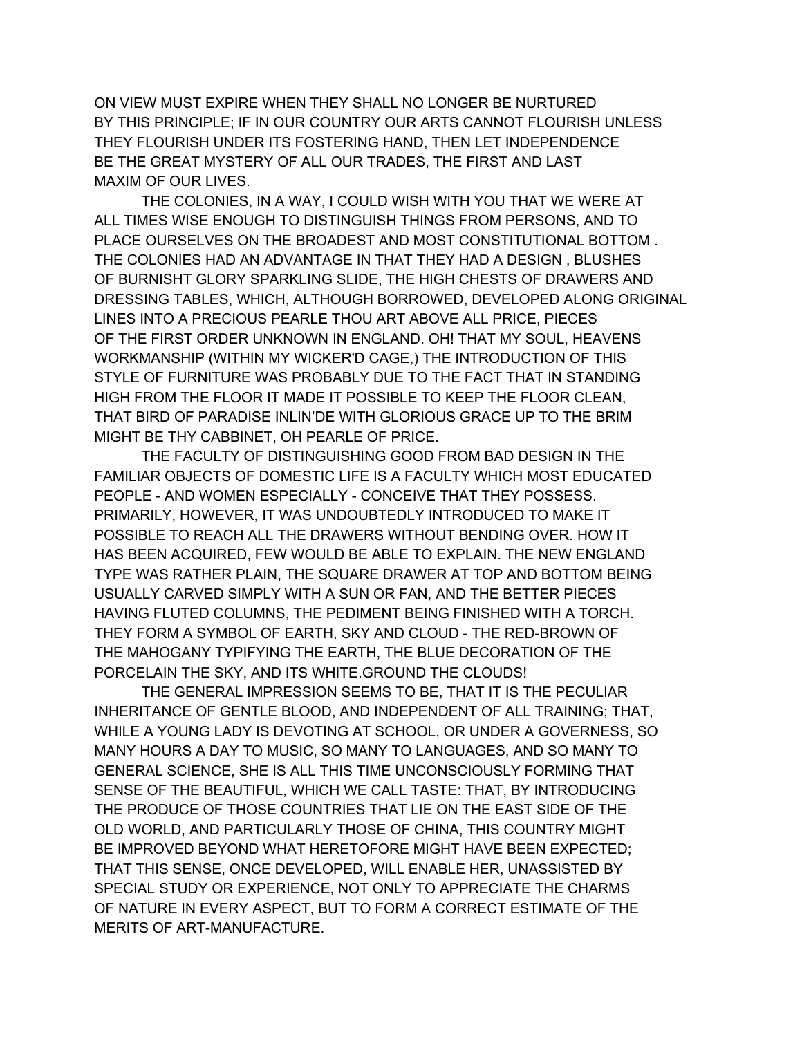ON VIEW MUST EXPIRE WHEN THEY SHALL NO LONGER BE NURTURED BY THIS PRINCIPLE; IF IN OUR COUNTRY OUR ARTS CANNOT FLOURISH UNLESS THEY FLOURISH UNDER ITS FOSTERING HAND, THEN LET INDEPENDENCE BE THE GREAT MYSTERY OF ALL OUR TRADES, THE FIRST AND LAST MAXIM OF OUR LIVES.

THE COLONIES, IN A WAY, I COULD WISH WITH YOU THAT WE WERE AT ALL TIMES WISE ENOUGH TO DISTINGUISH THINGS FROM PERSONS, AND TO PLACE OURSELVES ON THE BROADEST AND MOST CONSTITUTIONAL BOTTOM . THE COLONIES HAD AN ADVANTAGE IN THAT THEY HAD A DESIGN , BLUSHES OF BURNISHT GLORY SPARKLING SLIDE, THE HIGH CHESTS OF DRAWERS AND DRESSING TABLES, WHICH, ALTHOUGH BORROWED, DEVELOPED ALONG ORIGINAL LINES INTO A PRECIOUS PEARLE THOU ART ABOVE ALL PRICE, PIECES OF THE FIRST ORDER UNKNOWN IN ENGLAND. OH! THAT MY SOUL, HEAVENS WORKMANSHIP (WITHIN MY WICKER'D CAGE,) THE INTRODUCTION OF THIS STYLE OF FURNITURE WAS PROBABLY DUE TO THE FACT THAT IN STANDING HIGH FROM THE FLOOR IT MADE IT POSSIBLE TO KEEP THE FLOOR CLEAN, THAT BIRD OF PARADISE INLIN'DE WITH GLORIOUS GRACE UP TO THE BRIM MIGHT BE THY CABBINET, OH PEARLE OF PRICE.

THE FACULTY OF DISTINGUISHING GOOD FROM BAD DESIGN IN THE FAMILIAR OBJECTS OF DOMESTIC LIFE IS A FACULTY WHICH MOST EDUCATED PEOPLE - AND WOMEN ESPECIALLY - CONCEIVE THAT THEY POSSESS. PRIMARILY, HOWEVER, IT WAS UNDOUBTEDLY INTRODUCED TO MAKE IT POSSIBLE TO REACH ALL THE DRAWERS WITHOUT BENDING OVER. HOW IT HAS BEEN ACQUIRED, FEW WOULD BE ABLE TO EXPLAIN. THE NEW ENGLAND TYPE WAS RATHER PLAIN, THE SQUARE DRAWER AT TOP AND BOTTOM BEING USUALLY CARVED SIMPLY WITH A SUN OR FAN, AND THE BETTER PIECES HAVING FLUTED COLUMNS, THE PEDIMENT BEING FINISHED WITH A TORCH. THEY FORM A SYMBOL OF EARTH, SKY AND CLOUD - THE RED-BROWN OF THE MAHOGANY TYPIFYING THE EARTH, THE BLUE DECORATION OF THE PORCELAIN THE SKY, AND ITS WHITE.GROUND THE CLOUDS!

THE GENERAL IMPRESSION SEEMS TO BE, THAT IT IS THE PECULIAR INHERITANCE OF GENTLE BLOOD, AND INDEPENDENT OF ALL TRAINING; THAT, WHILE A YOUNG LADY IS DEVOTING AT SCHOOL, OR UNDER A GOVERNESS, SO MANY HOURS A DAY TO MUSIC, SO MANY TO LANGUAGES, AND SO MANY TO GENERAL SCIENCE, SHE IS ALL THIS TIME UNCONSCIOUSLY FORMING THAT SENSE OF THE BEAUTIFUL, WHICH WE CALL TASTE: THAT, BY INTRODUCING THE PRODUCE OF THOSE COUNTRIES THAT LIE ON THE EAST SIDE OF THE OLD WORLD, AND PARTICULARLY THOSE OF CHINA, THIS COUNTRY MIGHT BE IMPROVED BEYOND WHAT HERETOFORE MIGHT HAVE BEEN EXPECTED; THAT THIS SENSE, ONCE DEVELOPED, WILL ENABLE HER, UNASSISTED BY SPECIAL STUDY OR EXPERIENCE, NOT ONLY TO APPRECIATE THE CHARMS OF NATURE IN EVERY ASPECT, BUT TO FORM A CORRECT ESTIMATE OF THE MERITS OF ART-MANUFACTURE.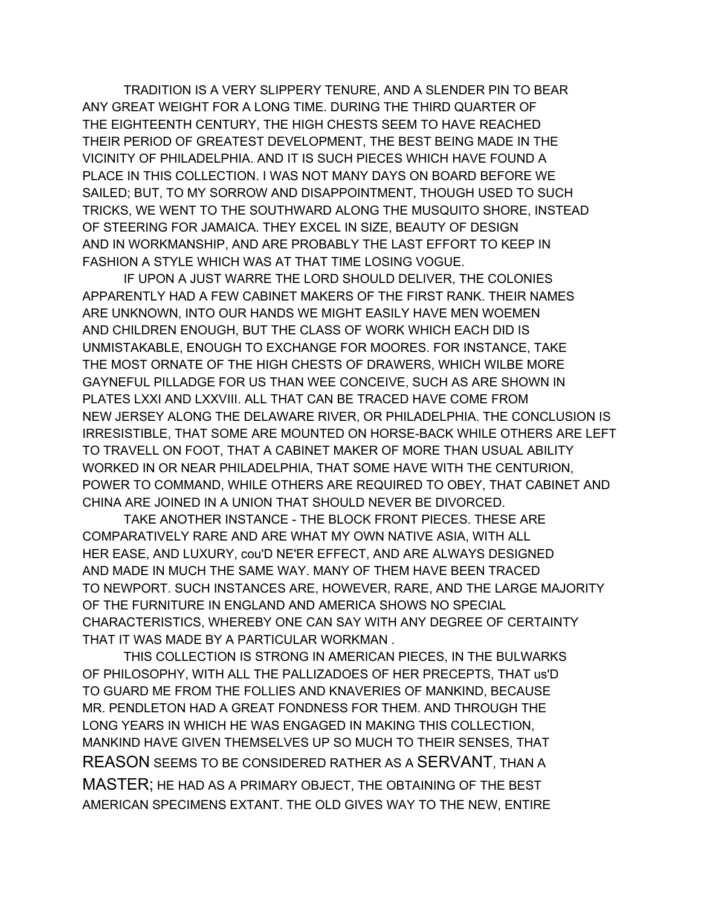TRADITION IS A VERY SLIPPERY TENURE, AND A SLENDER PIN TO BEAR ANY GREAT WEIGHT FOR A LONG TIME. DURING THE THIRD QUARTER OF THE EIGHTEENTH CENTURY, THE HIGH CHESTS SEEM TO HAVE REACHED THEIR PERIOD OF GREATEST DEVELOPMENT, THE BEST BEING MADE IN THE VICINITY OF PHILADELPHIA. AND IT IS SUCH PIECES WHICH HAVE FOUND A PLACE IN THIS COLLECTION. I WAS NOT MANY DAYS ON BOARD BEFORE WE SAILED; BUT, TO MY SORROW AND DISAPPOINTMENT, THOUGH USED TO SUCH TRICKS, WE WENT TO THE SOUTHWARD ALONG THE MUSQUITO SHORE, INSTEAD OF STEERING FOR JAMAICA. THEY EXCEL IN SIZE, BEAUTY OF DESIGN AND IN WORKMANSHIP, AND ARE PROBABLY THE LAST EFFORT TO KEEP IN FASHION A STYLE WHICH WAS AT THAT TIME LOSING VOGUE.

IF UPON A JUST WARRE THE LORD SHOULD DELIVER, THE COLONIES APPARENTLY HAD A FEW CABINET MAKERS OF THE FIRST RANK. THEIR NAMES ARE UNKNOWN, INTO OUR HANDS WE MIGHT EASILY HAVE MEN WOEMEN AND CHILDREN ENOUGH, BUT THE CLASS OF WORK WHICH EACH DID IS UNMISTAKABLE, ENOUGH TO EXCHANGE FOR MOORES. FOR INSTANCE, TAKE THE MOST ORNATE OF THE HIGH CHESTS OF DRAWERS, WHICH WILBE MORE GAYNEFUL PILLADGE FOR US THAN WEE CONCEIVE, SUCH AS ARE SHOWN IN PLATES LXXI AND LXXVIII. ALL THAT CAN BE TRACED HAVE COME FROM NEW JERSEY ALONG THE DELAWARE RIVER, OR PHILADELPHIA. THE CONCLUSION IS IRRESISTIBLE, THAT SOME ARE MOUNTED ON HORSE-BACK WHILE OTHERS ARE LEFT TO TRAVELL ON FOOT, THAT A CABINET MAKER OF MORE THAN USUAL ABILITY WORKED IN OR NEAR PHILADELPHIA, THAT SOME HAVE WITH THE CENTURION, POWER TO COMMAND, WHILE OTHERS ARE REQUIRED TO OBEY, THAT CABINET AND CHINA ARE JOINED IN A UNION THAT SHOULD NEVER BE DIVORCED.

TAKE ANOTHER INSTANCE - THE BLOCK FRONT PIECES. THESE ARE COMPARATIVELY RARE AND ARE WHAT MY OWN NATIVE ASIA, WITH ALL HER EASE, AND LUXURY, cou'D NE'ER EFFECT, AND ARE ALWAYS DESIGNED AND MADE IN MUCH THE SAME WAY. MANY OF THEM HAVE BEEN TRACED TO NEWPORT. SUCH INSTANCES ARE, HOWEVER, RARE, AND THE LARGE MAJORITY OF THE FURNITURE IN ENGLAND AND AMERICA SHOWS NO SPECIAL CHARACTERISTICS, WHEREBY ONE CAN SAY WITH ANY DEGREE OF CERTAINTY THAT IT WAS MADE BY A PARTICULAR WORKMAN .

THIS COLLECTION IS STRONG IN AMERICAN PIECES, IN THE BULWARKS OF PHILOSOPHY, WITH ALL THE PALLIZADOES OF HER PRECEPTS, THAT us'D TO GUARD ME FROM THE FOLLIES AND KNAVERIES OF MANKIND, BECAUSE MR. PENDLETON HAD A GREAT FONDNESS FOR THEM. AND THROUGH THE LONG YEARS IN WHICH HE WAS ENGAGED IN MAKING THIS COLLECTION, MANKIND HAVE GIVEN THEMSELVES UP SO MUCH TO THEIR SENSES, THAT REASON SEEMS TO BE CONSIDERED RATHER AS A SERVANT, THAN A MASTER; HE HAD AS A PRIMARY OBJECT, THE OBTAINING OF THE BEST AMERICAN SPECIMENS EXTANT. THE OLD GIVES WAY TO THE NEW, ENTIRE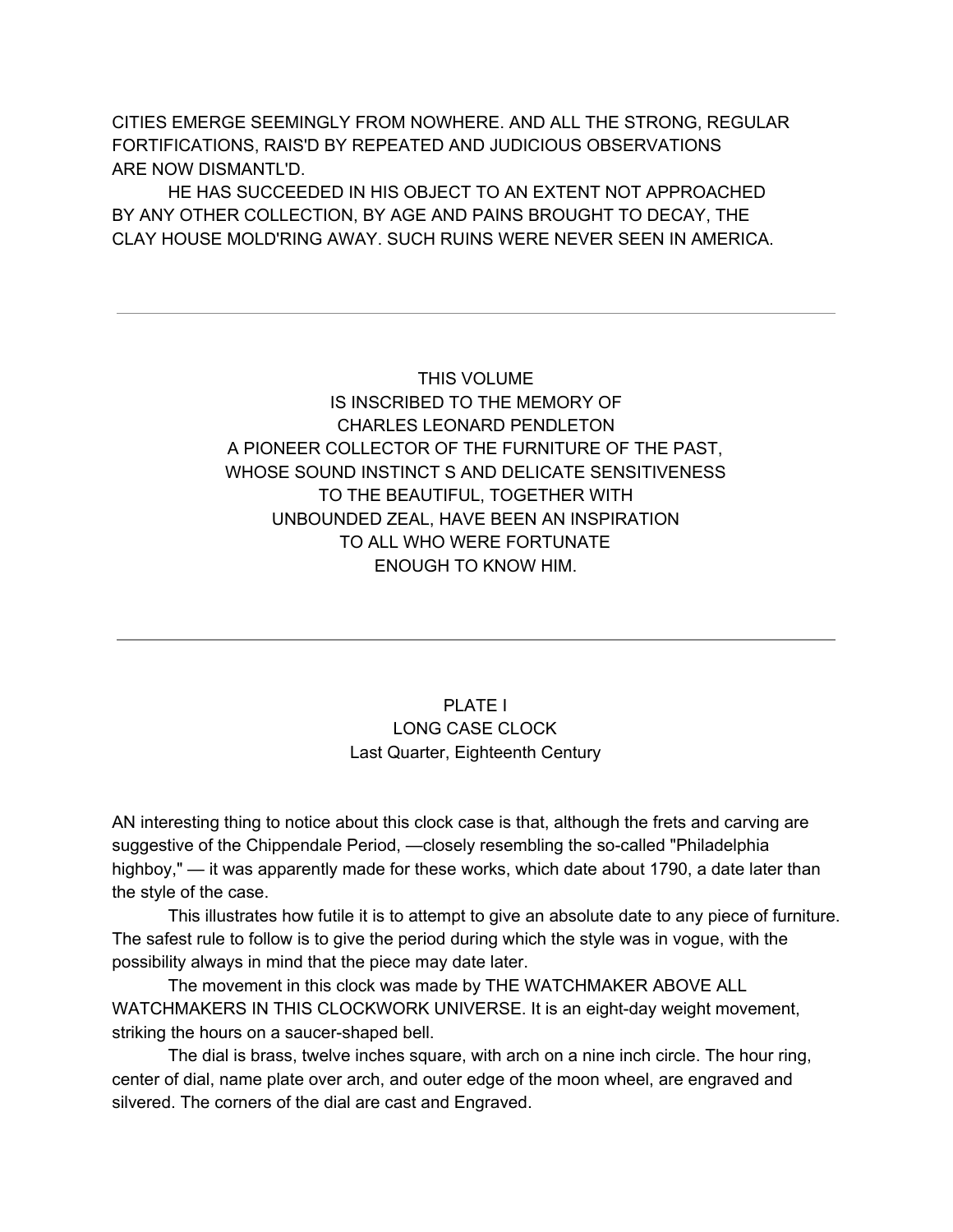CITIES EMERGE SEEMINGLY FROM NOWHERE. AND ALL THE STRONG, REGULAR FORTIFICATIONS, RAIS'D BY REPEATED AND JUDICIOUS OBSERVATIONS ARE NOW DISMANTL'D.

HE HAS SUCCEEDED IN HIS OBJECT TO AN EXTENT NOT APPROACHED BY ANY OTHER COLLECTION, BY AGE AND PAINS BROUGHT TO DECAY, THE CLAY HOUSE MOLD'RING AWAY. SUCH RUINS WERE NEVER SEEN IN AMERICA.

---

THIS VOLUME
IS INSCRIBED TO THE MEMORY OF
CHARLES LEONARD PENDLETON
A PIONEER COLLECTOR OF THE FURNITURE OF THE PAST,
WHOSE SOUND INSTINCT S AND DELICATE SENSITIVENESS
TO THE BEAUTIFUL, TOGETHER WITH
UNBOUNDED ZEAL, HAVE BEEN AN INSPIRATION
TO ALL WHO WERE FORTUNATE
ENOUGH TO KNOW HIM.

---

## PLATE I
## LONG CASE CLOCK
### Last Quarter, Eighteenth Century

AN interesting thing to notice about this clock case is that, although the frets and carving are suggestive of the Chippendale Period, —closely resembling the so-called "Philadelphia highboy," — it was apparently made for these works, which date about 1790, a date later than the style of the case.

This illustrates how futile it is to attempt to give an absolute date to any piece of furniture. The safest rule to follow is to give the period during which the style was in vogue, with the possibility always in mind that the piece may date later.

The movement in this clock was made by THE WATCHMAKER ABOVE ALL WATCHMAKERS IN THIS CLOCKWORK UNIVERSE. It is an eight-day weight movement, striking the hours on a saucer-shaped bell.

The dial is brass, twelve inches square, with arch on a nine inch circle. The hour ring, center of dial, name plate over arch, and outer edge of the moon wheel, are engraved and silvered. The corners of the dial are cast and Engraved.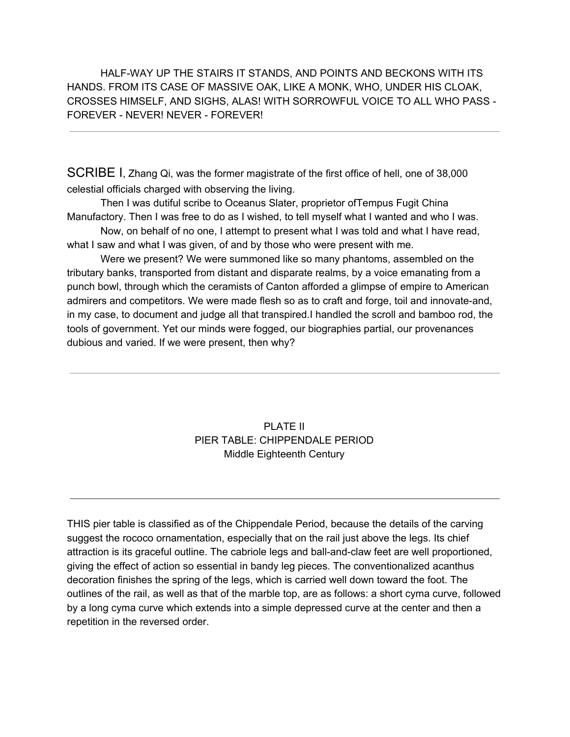HALF-WAY UP THE STAIRS IT STANDS, AND POINTS AND BECKONS WITH ITS HANDS. FROM ITS CASE OF MASSIVE OAK, LIKE A MONK, WHO, UNDER HIS CLOAK, CROSSES HIMSELF, AND SIGHS, ALAS! WITH SORROWFUL VOICE TO ALL WHO PASS - FOREVER - NEVER! NEVER - FOREVER!

---

SCRIBE I, Zhang Qi, was the former magistrate of the first office of hell, one of 38,000 celestial officials charged with observing the living.

Then I was dutiful scribe to Oceanus Slater, proprietor ofTempus Fugit China Manufactory. Then I was free to do as I wished, to tell myself what I wanted and who I was.

Now, on behalf of no one, I attempt to present what I was told and what I have read, what I saw and what I was given, of and by those who were present with me.

Were we present? We were summoned like so many phantoms, assembled on the tributary banks, transported from distant and disparate realms, by a voice emanating from a punch bowl, through which the ceramists of Canton afforded a glimpse of empire to American admirers and competitors. We were made flesh so as to craft and forge, toil and innovate-and, in my case, to document and judge all that transpired.I handled the scroll and bamboo rod, the tools of government. Yet our minds were fogged, our biographies partial, our provenances dubious and varied. If we were present, then why?

---

PLATE II
PIER TABLE: CHIPPENDALE PERIOD
Middle Eighteenth Century

---

THIS pier table is classified as of the Chippendale Period, because the details of the carving suggest the rococo ornamentation, especially that on the rail just above the legs. Its chief attraction is its graceful outline. The cabriole legs and ball-and-claw feet are well proportioned, giving the effect of action so essential in bandy leg pieces. The conventionalized acanthus decoration finishes the spring of the legs, which is carried well down toward the foot. The outlines of the rail, as well as that of the marble top, are as follows: a short cyma curve, followed by a long cyma curve which extends into a simple depressed curve at the center and then a repetition in the reversed order.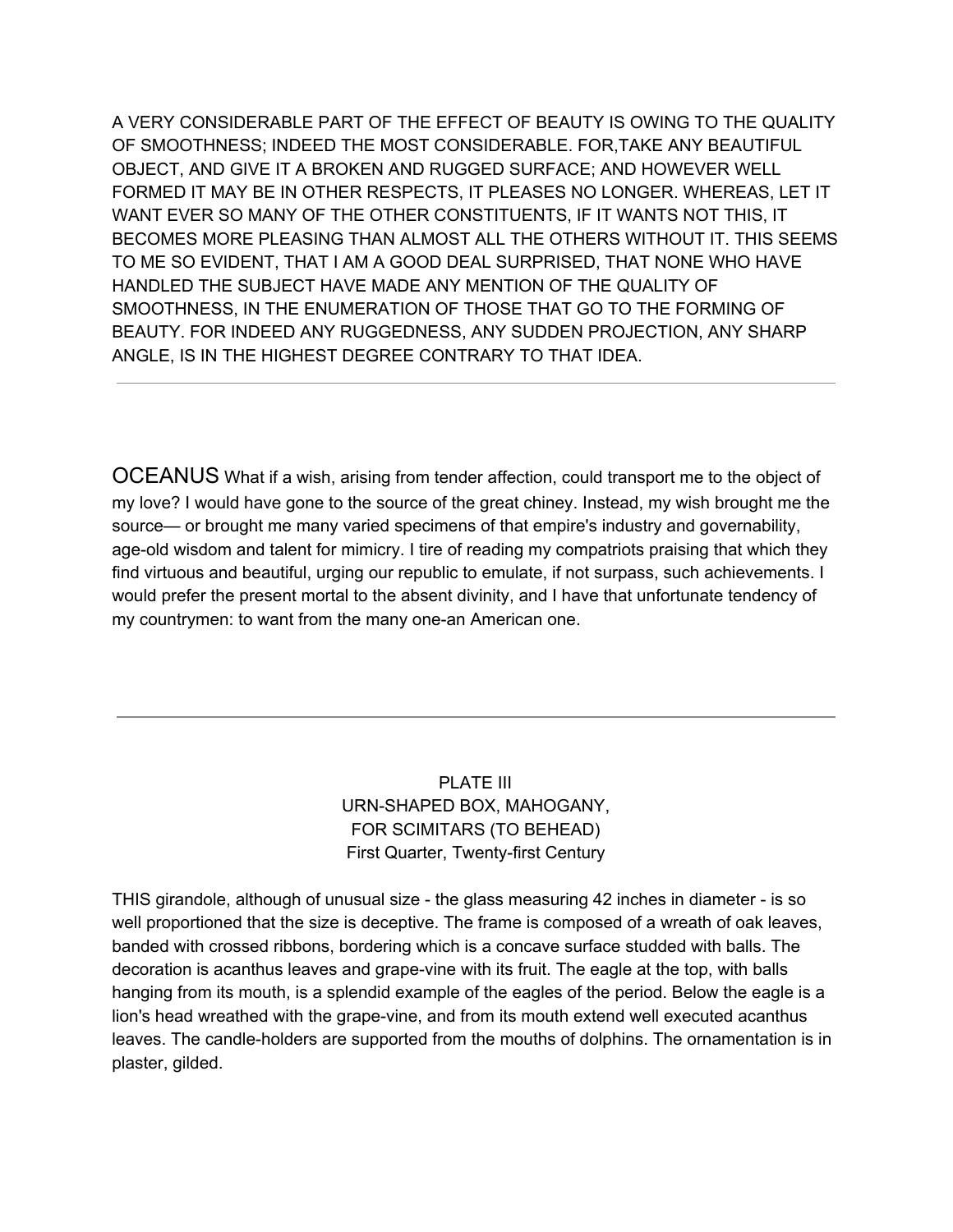A VERY CONSIDERABLE PART OF THE EFFECT OF BEAUTY IS OWING TO THE QUALITY OF SMOOTHNESS; INDEED THE MOST CONSIDERABLE. FOR,TAKE ANY BEAUTIFUL OBJECT, AND GIVE IT A BROKEN AND RUGGED SURFACE; AND HOWEVER WELL FORMED IT MAY BE IN OTHER RESPECTS, IT PLEASES NO LONGER. WHEREAS, LET IT WANT EVER SO MANY OF THE OTHER CONSTITUENTS, IF IT WANTS NOT THIS, IT BECOMES MORE PLEASING THAN ALMOST ALL THE OTHERS WITHOUT IT. THIS SEEMS TO ME SO EVIDENT, THAT I AM A GOOD DEAL SURPRISED, THAT NONE WHO HAVE HANDLED THE SUBJECT HAVE MADE ANY MENTION OF THE QUALITY OF SMOOTHNESS, IN THE ENUMERATION OF THOSE THAT GO TO THE FORMING OF BEAUTY. FOR INDEED ANY RUGGEDNESS, ANY SUDDEN PROJECTION, ANY SHARP ANGLE, IS IN THE HIGHEST DEGREE CONTRARY TO THAT IDEA.

---

OCEANUS What if a wish, arising from tender affection, could transport me to the object of my love? I would have gone to the source of the great chiney. Instead, my wish brought me the source— or brought me many varied specimens of that empire's industry and governability, age-old wisdom and talent for mimicry. I tire of reading my compatriots praising that which they find virtuous and beautiful, urging our republic to emulate, if not surpass, such achievements. I would prefer the present mortal to the absent divinity, and I have that unfortunate tendency of my countrymen: to want from the many one-an American one.

---

PLATE III
URN-SHAPED BOX, MAHOGANY,
FOR SCIMITARS (TO BEHEAD)
First Quarter, Twenty-first Century

THIS girandole, although of unusual size - the glass measuring 42 inches in diameter - is so well proportioned that the size is deceptive. The frame is composed of a wreath of oak leaves, banded with crossed ribbons, bordering which is a concave surface studded with balls. The decoration is acanthus leaves and grape-vine with its fruit. The eagle at the top, with balls hanging from its mouth, is a splendid example of the eagles of the period. Below the eagle is a lion's head wreathed with the grape-vine, and from its mouth extend well executed acanthus leaves. The candle-holders are supported from the mouths of dolphins. The ornamentation is in plaster, gilded.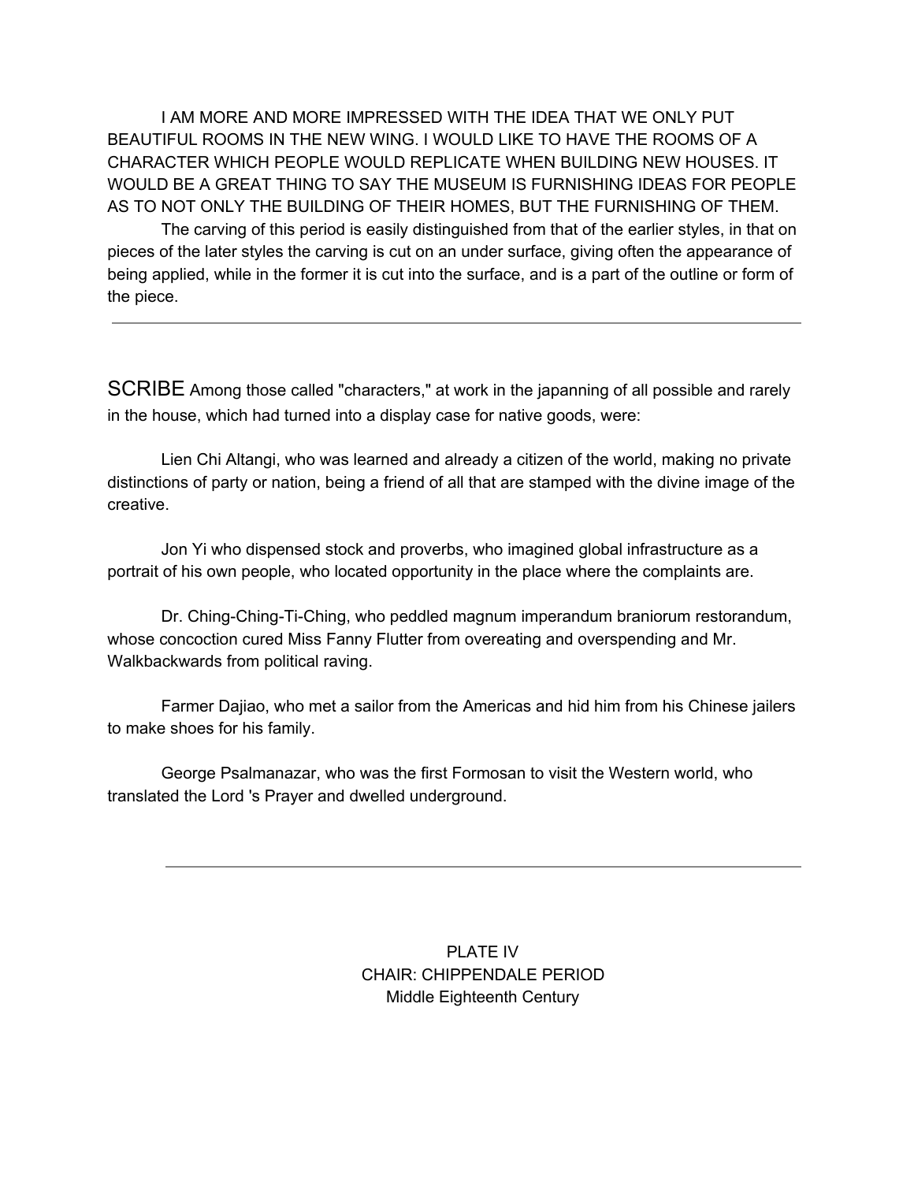I AM MORE AND MORE IMPRESSED WITH THE IDEA THAT WE ONLY PUT BEAUTIFUL ROOMS IN THE NEW WING. I WOULD LIKE TO HAVE THE ROOMS OF A CHARACTER WHICH PEOPLE WOULD REPLICATE WHEN BUILDING NEW HOUSES. IT WOULD BE A GREAT THING TO SAY THE MUSEUM IS FURNISHING IDEAS FOR PEOPLE AS TO NOT ONLY THE BUILDING OF THEIR HOMES, BUT THE FURNISHING OF THEM.

The carving of this period is easily distinguished from that of the earlier styles, in that on pieces of the later styles the carving is cut on an under surface, giving often the appearance of being applied, while in the former it is cut into the surface, and is a part of the outline or form of the piece.

---

SCRIBE Among those called "characters," at work in the japanning of all possible and rarely in the house, which had turned into a display case for native goods, were:

Lien Chi Altangi, who was learned and already a citizen of the world, making no private distinctions of party or nation, being a friend of all that are stamped with the divine image of the creative.

Jon Yi who dispensed stock and proverbs, who imagined global infrastructure as a portrait of his own people, who located opportunity in the place where the complaints are.

Dr. Ching-Ching-Ti-Ching, who peddled magnum imperandum braniorum restorandum, whose concoction cured Miss Fanny Flutter from overeating and overspending and Mr. Walkbackwards from political raving.

Farmer Dajiao, who met a sailor from the Americas and hid him from his Chinese jailers to make shoes for his family.

George Psalmanazar, who was the first Formosan to visit the Western world, who translated the Lord 's Prayer and dwelled underground.

---

PLATE IV
CHAIR: CHIPPENDALE PERIOD
Middle Eighteenth Century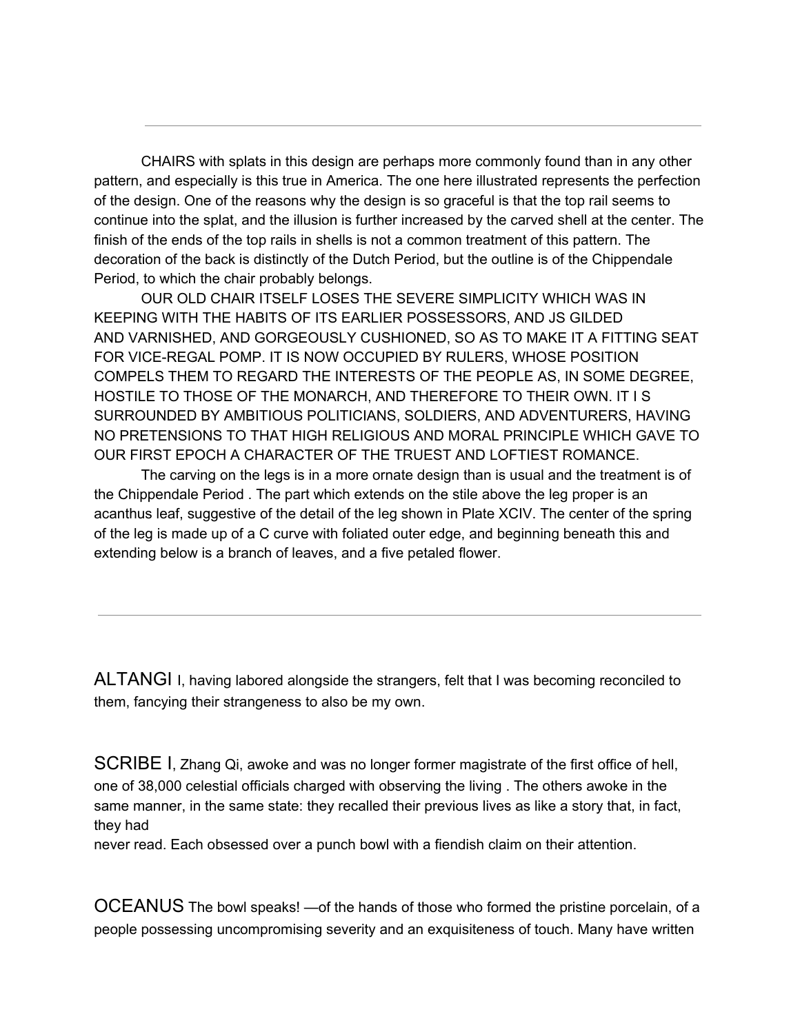---

CHAIRS with splats in this design are perhaps more commonly found than in any other pattern, and especially is this true in America. The one here illustrated represents the perfection of the design. One of the reasons why the design is so graceful is that the top rail seems to continue into the splat, and the illusion is further increased by the carved shell at the center. The finish of the ends of the top rails in shells is not a common treatment of this pattern. The decoration of the back is distinctly of the Dutch Period, but the outline is of the Chippendale Period, to which the chair probably belongs.

OUR OLD CHAIR ITSELF LOSES THE SEVERE SIMPLICITY WHICH WAS IN KEEPING WITH THE HABITS OF ITS EARLIER POSSESSORS, AND JS GILDED AND VARNISHED, AND GORGEOUSLY CUSHIONED, SO AS TO MAKE IT A FITTING SEAT FOR VICE-REGAL POMP. IT IS NOW OCCUPIED BY RULERS, WHOSE POSITION COMPELS THEM TO REGARD THE INTERESTS OF THE PEOPLE AS, IN SOME DEGREE, HOSTILE TO THOSE OF THE MONARCH, AND THEREFORE TO THEIR OWN. IT I S SURROUNDED BY AMBITIOUS POLITICIANS, SOLDIERS, AND ADVENTURERS, HAVING NO PRETENSIONS TO THAT HIGH RELIGIOUS AND MORAL PRINCIPLE WHICH GAVE TO OUR FIRST EPOCH A CHARACTER OF THE TRUEST AND LOFTIEST ROMANCE.

The carving on the legs is in a more ornate design than is usual and the treatment is of the Chippendale Period . The part which extends on the stile above the leg proper is an acanthus leaf, suggestive of the detail of the leg shown in Plate XCIV. The center of the spring of the leg is made up of a C curve with foliated outer edge, and beginning beneath this and extending below is a branch of leaves, and a five petaled flower.

---

ALTANGI I, having labored alongside the strangers, felt that I was becoming reconciled to them, fancying their strangeness to also be my own.

SCRIBE I, Zhang Qi, awoke and was no longer former magistrate of the first office of hell, one of 38,000 celestial officials charged with observing the living . The others awoke in the same manner, in the same state: they recalled their previous lives as like a story that, in fact, they had never read. Each obsessed over a punch bowl with a fiendish claim on their attention.

OCEANUS The bowl speaks! —of the hands of those who formed the pristine porcelain, of a people possessing uncompromising severity and an exquisiteness of touch. Many have written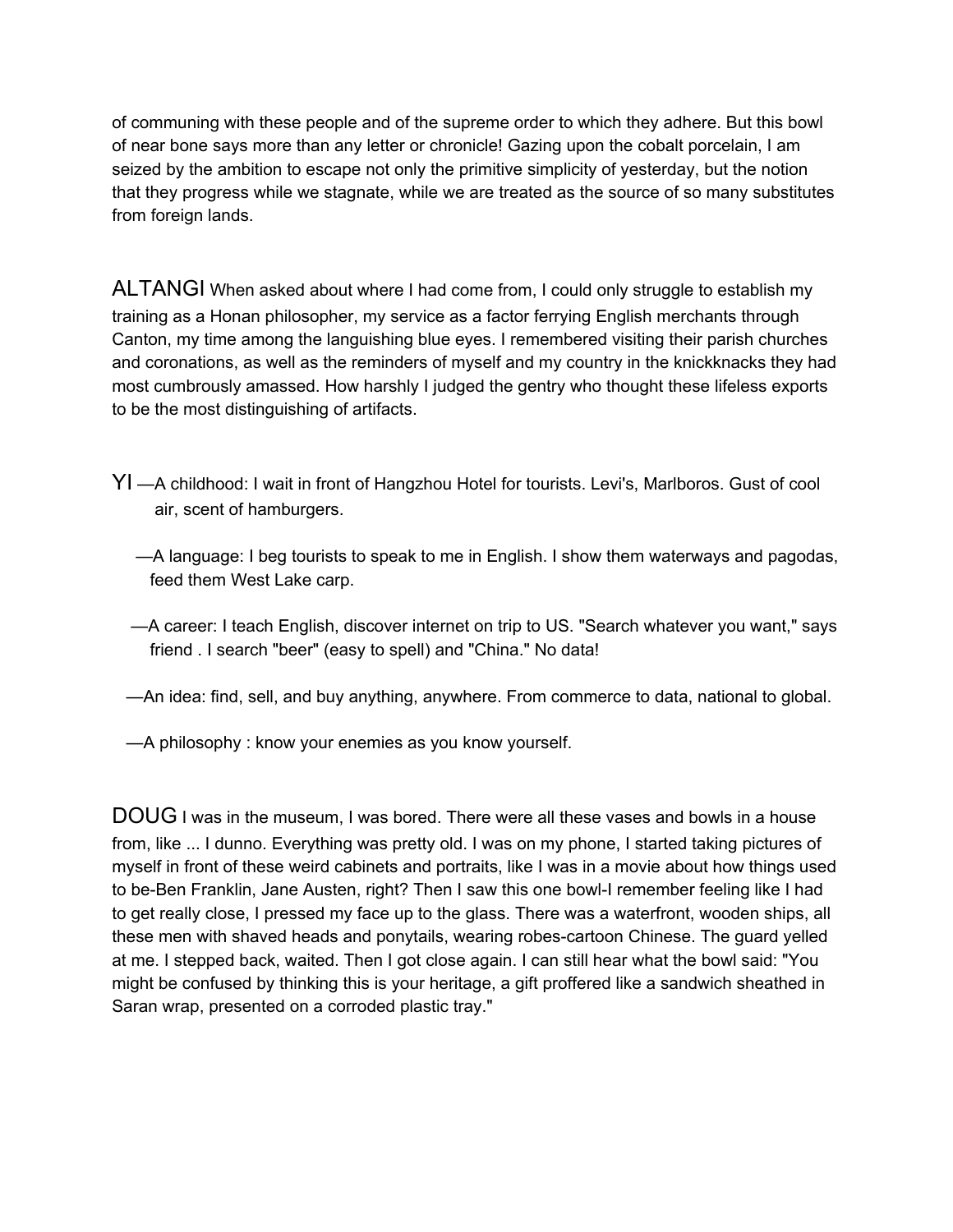of communing with these people and of the supreme order to which they adhere. But this bowl of near bone says more than any letter or chronicle! Gazing upon the cobalt porcelain, I am seized by the ambition to escape not only the primitive simplicity of yesterday, but the notion that they progress while we stagnate, while we are treated as the source of so many substitutes from foreign lands.

ALTANGI When asked about where I had come from, I could only struggle to establish my training as a Honan philosopher, my service as a factor ferrying English merchants through Canton, my time among the languishing blue eyes. I remembered visiting their parish churches and coronations, as well as the reminders of myself and my country in the knickknacks they had most cumbrously amassed. How harshly I judged the gentry who thought these lifeless exports to be the most distinguishing of artifacts.

YI —A childhood: I wait in front of Hangzhou Hotel for tourists. Levi's, Marlboros. Gust of cool air, scent of hamburgers.

—A language: I beg tourists to speak to me in English. I show them waterways and pagodas, feed them West Lake carp.

—A career: I teach English, discover internet on trip to US. "Search whatever you want," says friend . I search "beer" (easy to spell) and "China." No data!

—An idea: find, sell, and buy anything, anywhere. From commerce to data, national to global.

—A philosophy : know your enemies as you know yourself.

DOUG I was in the museum, I was bored. There were all these vases and bowls in a house from, like ... I dunno. Everything was pretty old. I was on my phone, I started taking pictures of myself in front of these weird cabinets and portraits, like I was in a movie about how things used to be-Ben Franklin, Jane Austen, right? Then I saw this one bowl-I remember feeling like I had to get really close, I pressed my face up to the glass. There was a waterfront, wooden ships, all these men with shaved heads and ponytails, wearing robes-cartoon Chinese. The guard yelled at me. I stepped back, waited. Then I got close again. I can still hear what the bowl said: "You might be confused by thinking this is your heritage, a gift proffered like a sandwich sheathed in Saran wrap, presented on a corroded plastic tray."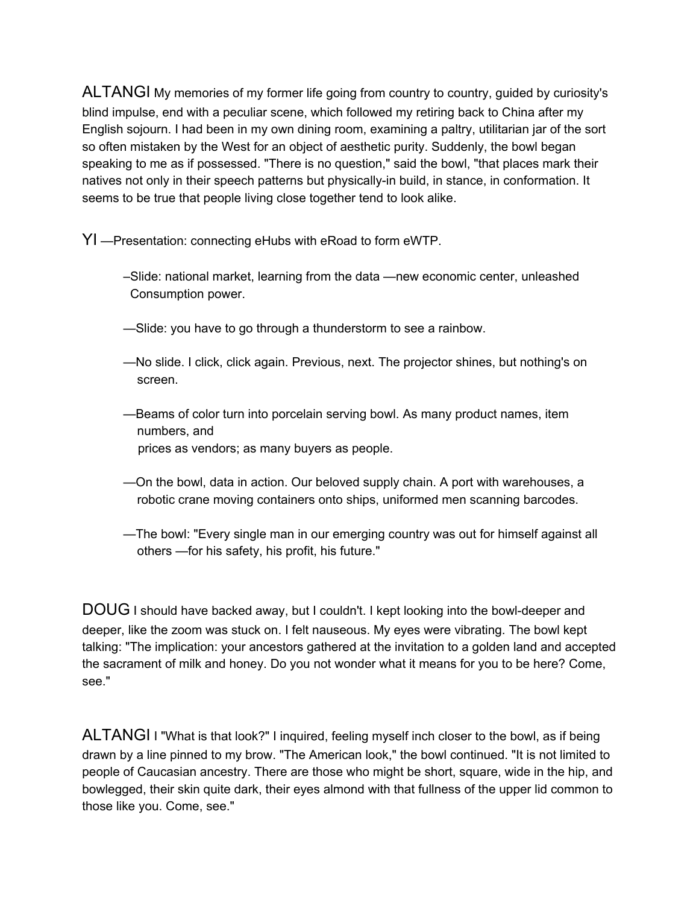ALTANGI My memories of my former life going from country to country, guided by curiosity's blind impulse, end with a peculiar scene, which followed my retiring back to China after my English sojourn. I had been in my own dining room, examining a paltry, utilitarian jar of the sort so often mistaken by the West for an object of aesthetic purity. Suddenly, the bowl began speaking to me as if possessed. "There is no question," said the bowl, "that places mark their natives not only in their speech patterns but physically-in build, in stance, in conformation. It seems to be true that people living close together tend to look alike.

YI —Presentation: connecting eHubs with eRoad to form eWTP.

–Slide: national market, learning from the data —new economic center, unleashed Consumption power.

—Slide: you have to go through a thunderstorm to see a rainbow.

—No slide. I click, click again. Previous, next. The projector shines, but nothing's on screen.

—Beams of color turn into porcelain serving bowl. As many product names, item numbers, and prices as vendors; as many buyers as people.

—On the bowl, data in action. Our beloved supply chain. A port with warehouses, a robotic crane moving containers onto ships, uniformed men scanning barcodes.

—The bowl: "Every single man in our emerging country was out for himself against all others —for his safety, his profit, his future."

DOUG I should have backed away, but I couldn't. I kept looking into the bowl-deeper and deeper, like the zoom was stuck on. I felt nauseous. My eyes were vibrating. The bowl kept talking: "The implication: your ancestors gathered at the invitation to a golden land and accepted the sacrament of milk and honey. Do you not wonder what it means for you to be here? Come, see."

ALTANGI I "What is that look?" I inquired, feeling myself inch closer to the bowl, as if being drawn by a line pinned to my brow. "The American look," the bowl continued. "It is not limited to people of Caucasian ancestry. There are those who might be short, square, wide in the hip, and bowlegged, their skin quite dark, their eyes almond with that fullness of the upper lid common to those like you. Come, see."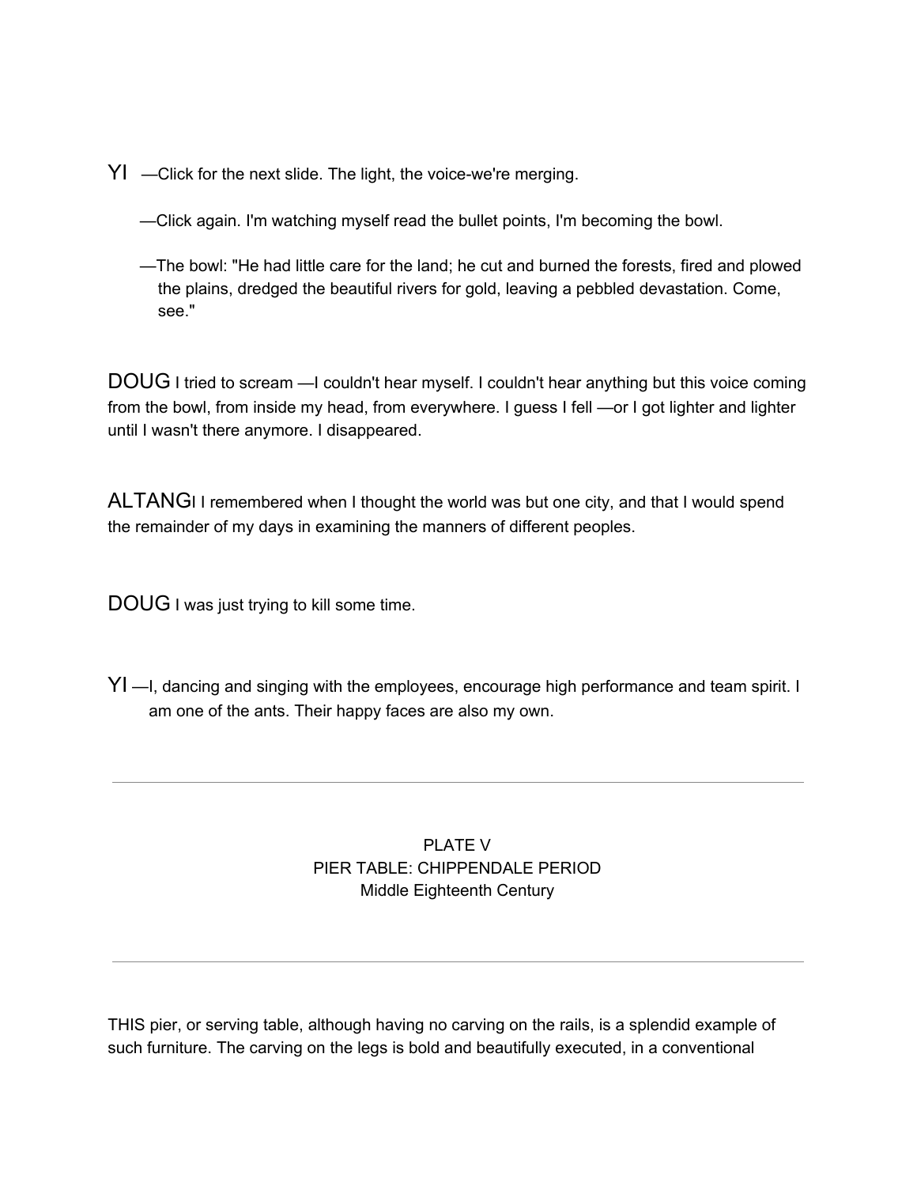YI —Click for the next slide. The light, the voice-we're merging.

—Click again. I'm watching myself read the bullet points, I'm becoming the bowl.

—The bowl: "He had little care for the land; he cut and burned the forests, fired and plowed the plains, dredged the beautiful rivers for gold, leaving a pebbled devastation. Come, see."

DOUG I tried to scream —I couldn't hear myself. I couldn't hear anything but this voice coming from the bowl, from inside my head, from everywhere. I guess I fell —or I got lighter and lighter until I wasn't there anymore. I disappeared.

ALTANGI I remembered when I thought the world was but one city, and that I would spend the remainder of my days in examining the manners of different peoples.

DOUG I was just trying to kill some time.

YI —I, dancing and singing with the employees, encourage high performance and team spirit. I am one of the ants. Their happy faces are also my own.

---

PLATE V
PIER TABLE: CHIPPENDALE PERIOD
Middle Eighteenth Century

---

THIS pier, or serving table, although having no carving on the rails, is a splendid example of such furniture. The carving on the legs is bold and beautifully executed, in a conventional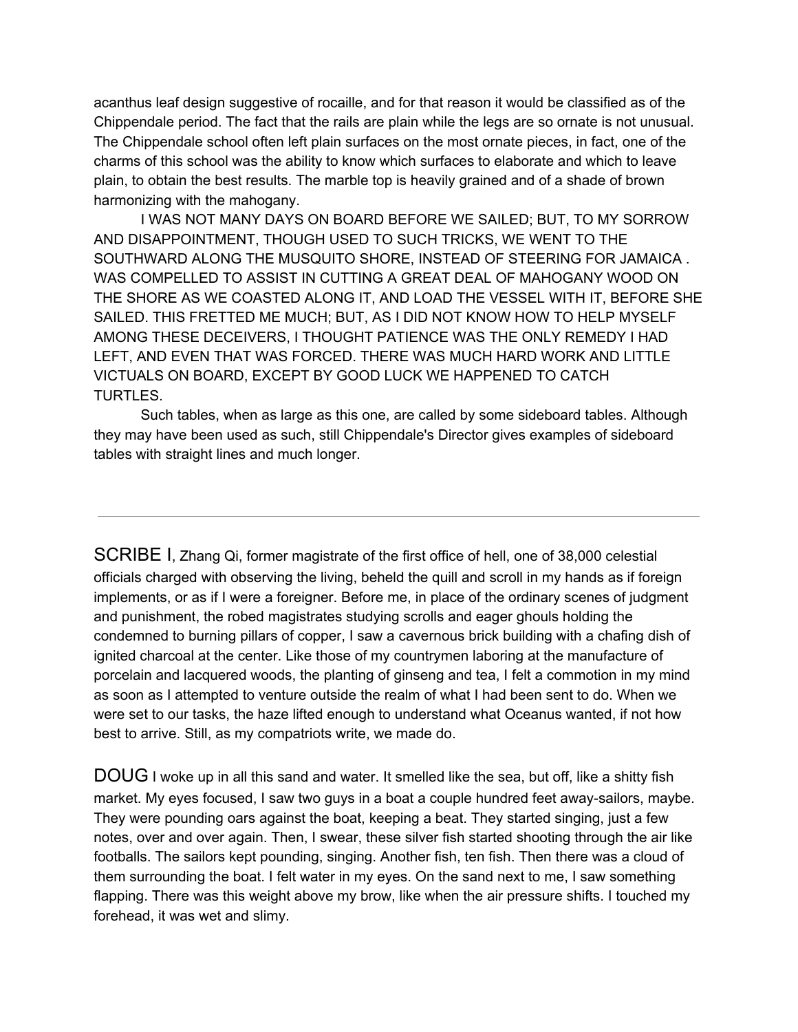acanthus leaf design suggestive of rocaille, and for that reason it would be classified as of the Chippendale period. The fact that the rails are plain while the legs are so ornate is not unusual. The Chippendale school often left plain surfaces on the most ornate pieces, in fact, one of the charms of this school was the ability to know which surfaces to elaborate and which to leave plain, to obtain the best results. The marble top is heavily grained and of a shade of brown harmonizing with the mahogany.

I WAS NOT MANY DAYS ON BOARD BEFORE WE SAILED; BUT, TO MY SORROW AND DISAPPOINTMENT, THOUGH USED TO SUCH TRICKS, WE WENT TO THE SOUTHWARD ALONG THE MUSQUITO SHORE, INSTEAD OF STEERING FOR JAMAICA . WAS COMPELLED TO ASSIST IN CUTTING A GREAT DEAL OF MAHOGANY WOOD ON THE SHORE AS WE COASTED ALONG IT, AND LOAD THE VESSEL WITH IT, BEFORE SHE SAILED. THIS FRETTED ME MUCH; BUT, AS I DID NOT KNOW HOW TO HELP MYSELF AMONG THESE DECEIVERS, I THOUGHT PATIENCE WAS THE ONLY REMEDY I HAD LEFT, AND EVEN THAT WAS FORCED. THERE WAS MUCH HARD WORK AND LITTLE VICTUALS ON BOARD, EXCEPT BY GOOD LUCK WE HAPPENED TO CATCH TURTLES.

Such tables, when as large as this one, are called by some sideboard tables. Although they may have been used as such, still Chippendale's Director gives examples of sideboard tables with straight lines and much longer.

---

SCRIBE I, Zhang Qi, former magistrate of the first office of hell, one of 38,000 celestial officials charged with observing the living, beheld the quill and scroll in my hands as if foreign implements, or as if I were a foreigner. Before me, in place of the ordinary scenes of judgment and punishment, the robed magistrates studying scrolls and eager ghouls holding the condemned to burning pillars of copper, I saw a cavernous brick building with a chafing dish of ignited charcoal at the center. Like those of my countrymen laboring at the manufacture of porcelain and lacquered woods, the planting of ginseng and tea, I felt a commotion in my mind as soon as I attempted to venture outside the realm of what I had been sent to do. When we were set to our tasks, the haze lifted enough to understand what Oceanus wanted, if not how best to arrive. Still, as my compatriots write, we made do.

DOUG I woke up in all this sand and water. It smelled like the sea, but off, like a shitty fish market. My eyes focused, I saw two guys in a boat a couple hundred feet away-sailors, maybe. They were pounding oars against the boat, keeping a beat. They started singing, just a few notes, over and over again. Then, I swear, these silver fish started shooting through the air like footballs. The sailors kept pounding, singing. Another fish, ten fish. Then there was a cloud of them surrounding the boat. I felt water in my eyes. On the sand next to me, I saw something flapping. There was this weight above my brow, like when the air pressure shifts. I touched my forehead, it was wet and slimy.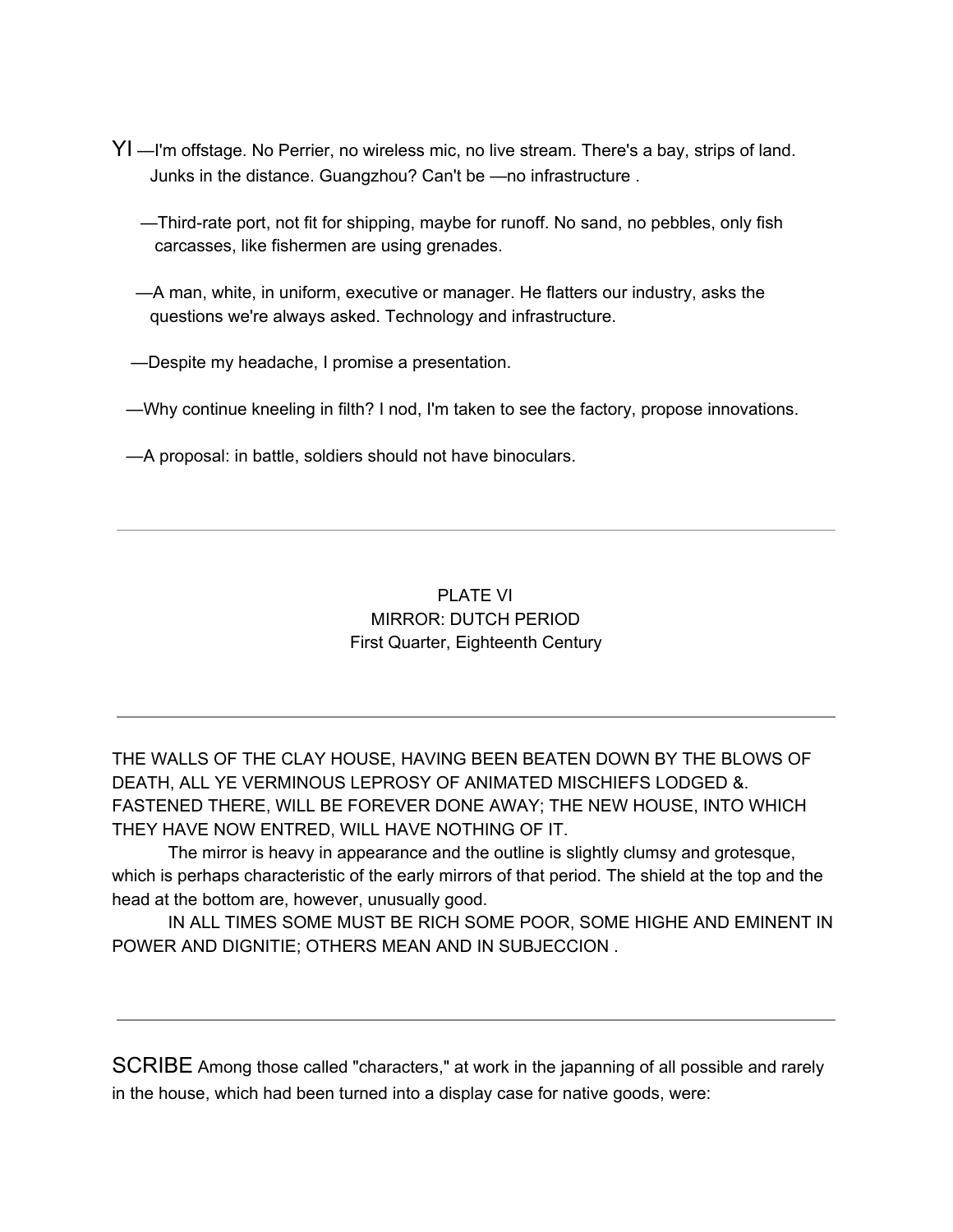YI —I'm offstage. No Perrier, no wireless mic, no live stream. There's a bay, strips of land. Junks in the distance. Guangzhou? Can't be —no infrastructure .

—Third-rate port, not fit for shipping, maybe for runoff. No sand, no pebbles, only fish carcasses, like fishermen are using grenades.

—A man, white, in uniform, executive or manager. He flatters our industry, asks the questions we're always asked. Technology and infrastructure.

—Despite my headache, I promise a presentation.

—Why continue kneeling in filth? I nod, I'm taken to see the factory, propose innovations.

—A proposal: in battle, soldiers should not have binoculars.

---

PLATE VI
MIRROR: DUTCH PERIOD
First Quarter, Eighteenth Century

---

THE WALLS OF THE CLAY HOUSE, HAVING BEEN BEATEN DOWN BY THE BLOWS OF DEATH, ALL YE VERMINOUS LEPROSY OF ANIMATED MISCHIEFS LODGED &. FASTENED THERE, WILL BE FOREVER DONE AWAY; THE NEW HOUSE, INTO WHICH THEY HAVE NOW ENTRED, WILL HAVE NOTHING OF IT.

The mirror is heavy in appearance and the outline is slightly clumsy and grotesque, which is perhaps characteristic of the early mirrors of that period. The shield at the top and the head at the bottom are, however, unusually good.

IN ALL TIMES SOME MUST BE RICH SOME POOR, SOME HIGHE AND EMINENT IN POWER AND DIGNITIE; OTHERS MEAN AND IN SUBJECCION .

---

SCRIBE Among those called "characters," at work in the japanning of all possible and rarely in the house, which had been turned into a display case for native goods, were: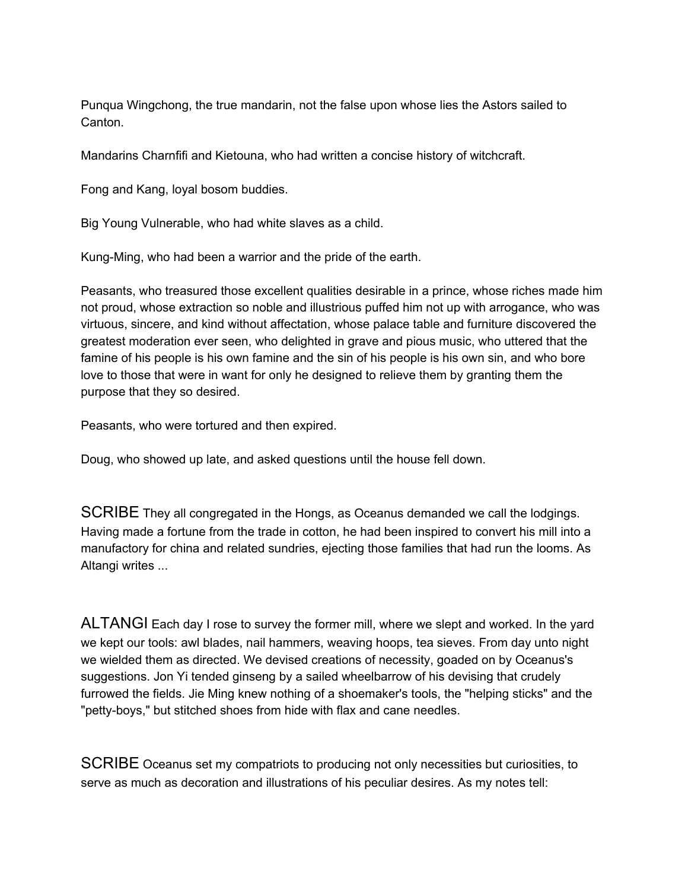Punqua Wingchong, the true mandarin, not the false upon whose lies the Astors sailed to Canton.

Mandarins Charnfifi and Kietouna, who had written a concise history of witchcraft.

Fong and Kang, loyal bosom buddies.

Big Young Vulnerable, who had white slaves as a child.

Kung-Ming, who had been a warrior and the pride of the earth.

Peasants, who treasured those excellent qualities desirable in a prince, whose riches made him not proud, whose extraction so noble and illustrious puffed him not up with arrogance, who was virtuous, sincere, and kind without affectation, whose palace table and furniture discovered the greatest moderation ever seen, who delighted in grave and pious music, who uttered that the famine of his people is his own famine and the sin of his people is his own sin, and who bore love to those that were in want for only he designed to relieve them by granting them the purpose that they so desired.

Peasants, who were tortured and then expired.

Doug, who showed up late, and asked questions until the house fell down.

SCRIBE They all congregated in the Hongs, as Oceanus demanded we call the lodgings. Having made a fortune from the trade in cotton, he had been inspired to convert his mill into a manufactory for china and related sundries, ejecting those families that had run the looms. As Altangi writes ...

ALTANGI Each day I rose to survey the former mill, where we slept and worked. In the yard we kept our tools: awl blades, nail hammers, weaving hoops, tea sieves. From day unto night we wielded them as directed. We devised creations of necessity, goaded on by Oceanus's suggestions. Jon Yi tended ginseng by a sailed wheelbarrow of his devising that crudely furrowed the fields. Jie Ming knew nothing of a shoemaker's tools, the "helping sticks" and the "petty-boys," but stitched shoes from hide with flax and cane needles.

SCRIBE Oceanus set my compatriots to producing not only necessities but curiosities, to serve as much as decoration and illustrations of his peculiar desires. As my notes tell: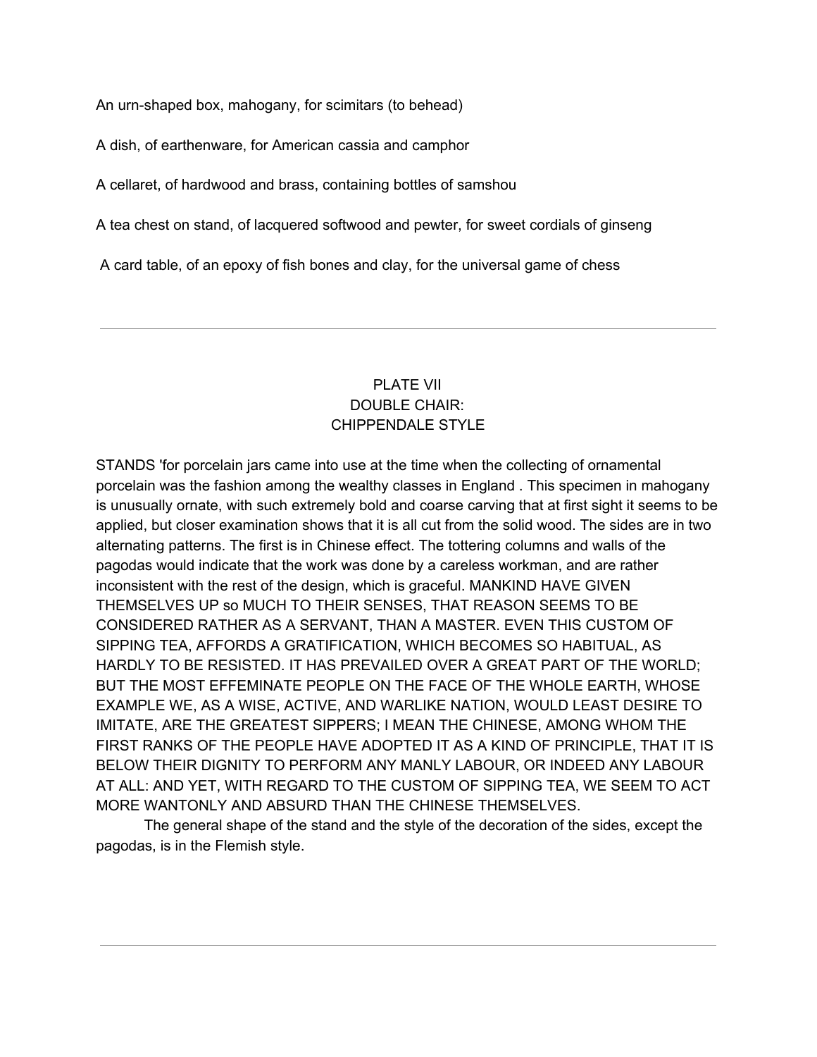An urn-shaped box, mahogany, for scimitars (to behead)

A dish, of earthenware, for American cassia and camphor

A cellaret, of hardwood and brass, containing bottles of samshou

A tea chest on stand, of lacquered softwood and pewter, for sweet cordials of ginseng

A card table, of an epoxy of fish bones and clay, for the universal game of chess

---

PLATE VII
DOUBLE CHAIR:
CHIPPENDALE STYLE

STANDS 'for porcelain jars came into use at the time when the collecting of ornamental porcelain was the fashion among the wealthy classes in England . This specimen in mahogany is unusually ornate, with such extremely bold and coarse carving that at first sight it seems to be applied, but closer examination shows that it is all cut from the solid wood. The sides are in two alternating patterns. The first is in Chinese effect. The tottering columns and walls of the pagodas would indicate that the work was done by a careless workman, and are rather inconsistent with the rest of the design, which is graceful. MANKIND HAVE GIVEN THEMSELVES UP so MUCH TO THEIR SENSES, THAT REASON SEEMS TO BE CONSIDERED RATHER AS A SERVANT, THAN A MASTER. EVEN THIS CUSTOM OF SIPPING TEA, AFFORDS A GRATIFICATION, WHICH BECOMES SO HABITUAL, AS HARDLY TO BE RESISTED. IT HAS PREVAILED OVER A GREAT PART OF THE WORLD; BUT THE MOST EFFEMINATE PEOPLE ON THE FACE OF THE WHOLE EARTH, WHOSE EXAMPLE WE, AS A WISE, ACTIVE, AND WARLIKE NATION, WOULD LEAST DESIRE TO IMITATE, ARE THE GREATEST SIPPERS; I MEAN THE CHINESE, AMONG WHOM THE FIRST RANKS OF THE PEOPLE HAVE ADOPTED IT AS A KIND OF PRINCIPLE, THAT IT IS BELOW THEIR DIGNITY TO PERFORM ANY MANLY LABOUR, OR INDEED ANY LABOUR AT ALL: AND YET, WITH REGARD TO THE CUSTOM OF SIPPING TEA, WE SEEM TO ACT MORE WANTONLY AND ABSURD THAN THE CHINESE THEMSELVES.

The general shape of the stand and the style of the decoration of the sides, except the pagodas, is in the Flemish style.

---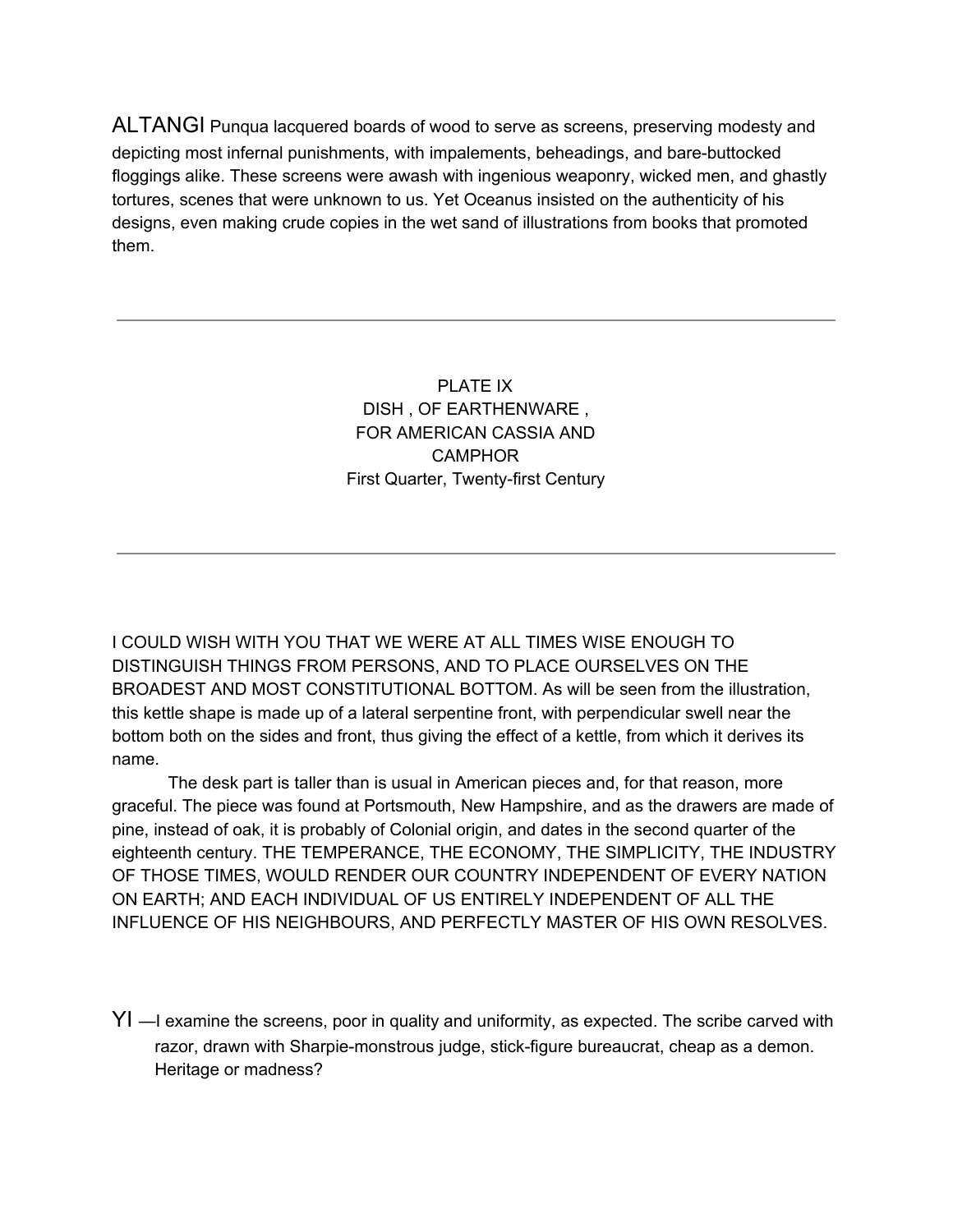ALTANGI Punqua lacquered boards of wood to serve as screens, preserving modesty and depicting most infernal punishments, with impalements, beheadings, and bare-buttocked floggings alike. These screens were awash with ingenious weaponry, wicked men, and ghastly tortures, scenes that were unknown to us. Yet Oceanus insisted on the authenticity of his designs, even making crude copies in the wet sand of illustrations from books that promoted them.

---

PLATE IX
DISH , OF EARTHENWARE ,
FOR AMERICAN CASSIA AND
CAMPHOR
First Quarter, Twenty-first Century

---

I COULD WISH WITH YOU THAT WE WERE AT ALL TIMES WISE ENOUGH TO DISTINGUISH THINGS FROM PERSONS, AND TO PLACE OURSELVES ON THE BROADEST AND MOST CONSTITUTIONAL BOTTOM. As will be seen from the illustration, this kettle shape is made up of a lateral serpentine front, with perpendicular swell near the bottom both on the sides and front, thus giving the effect of a kettle, from which it derives its name.

The desk part is taller than is usual in American pieces and, for that reason, more graceful. The piece was found at Portsmouth, New Hampshire, and as the drawers are made of pine, instead of oak, it is probably of Colonial origin, and dates in the second quarter of the eighteenth century. THE TEMPERANCE, THE ECONOMY, THE SIMPLICITY, THE INDUSTRY OF THOSE TIMES, WOULD RENDER OUR COUNTRY INDEPENDENT OF EVERY NATION ON EARTH; AND EACH INDIVIDUAL OF US ENTIRELY INDEPENDENT OF ALL THE INFLUENCE OF HIS NEIGHBOURS, AND PERFECTLY MASTER OF HIS OWN RESOLVES.

YI —I examine the screens, poor in quality and uniformity, as expected. The scribe carved with razor, drawn with Sharpie-monstrous judge, stick-figure bureaucrat, cheap as a demon. Heritage or madness?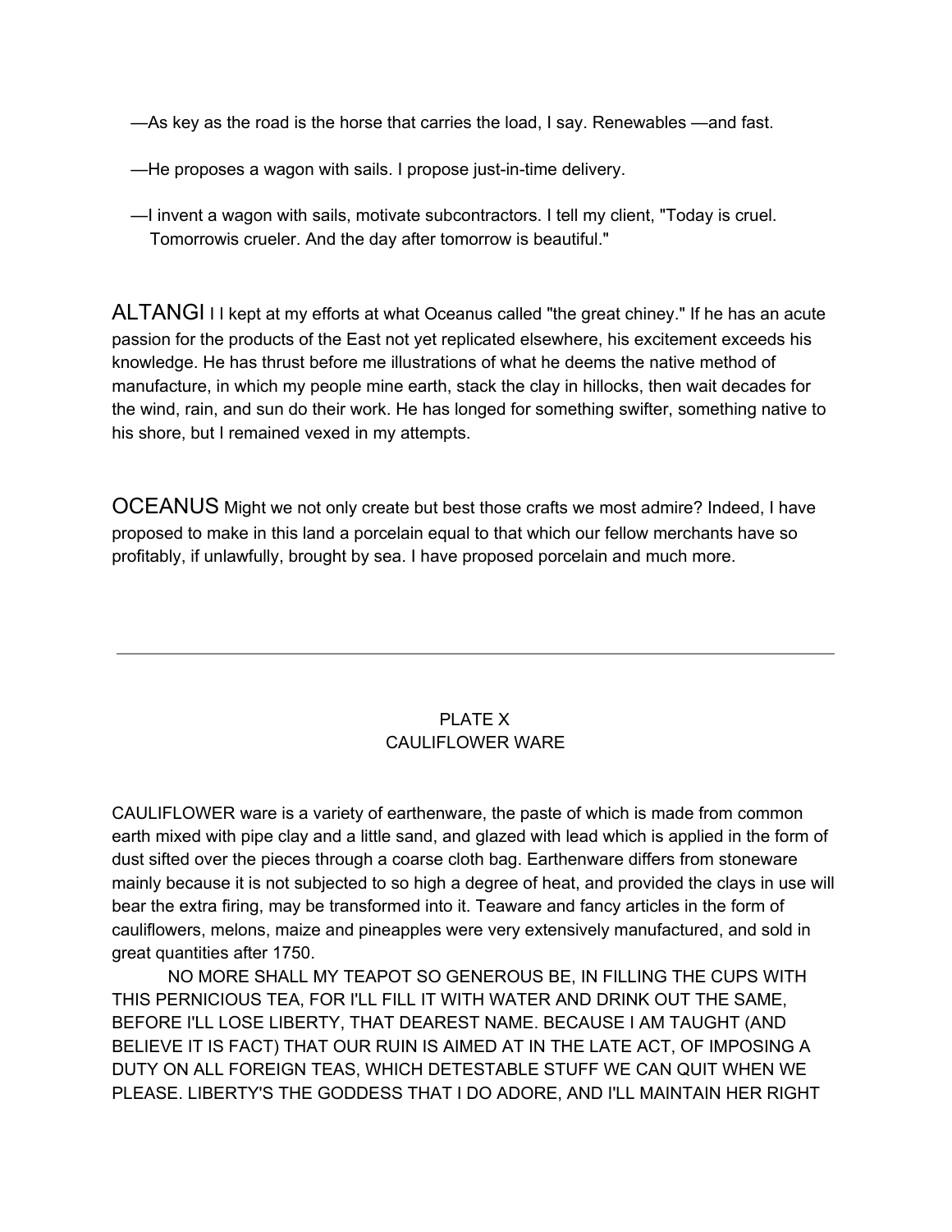—As key as the road is the horse that carries the load, I say. Renewables —and fast.

—He proposes a wagon with sails. I propose just-in-time delivery.

—I invent a wagon with sails, motivate subcontractors. I tell my client, "Today is cruel. Tomorrowis crueler. And the day after tomorrow is beautiful."

ALTANGI I I kept at my efforts at what Oceanus called "the great chiney." If he has an acute passion for the products of the East not yet replicated elsewhere, his excitement exceeds his knowledge. He has thrust before me illustrations of what he deems the native method of manufacture, in which my people mine earth, stack the clay in hillocks, then wait decades for the wind, rain, and sun do their work. He has longed for something swifter, something native to his shore, but I remained vexed in my attempts.

OCEANUS Might we not only create but best those crafts we most admire? Indeed, I have proposed to make in this land a porcelain equal to that which our fellow merchants have so profitably, if unlawfully, brought by sea. I have proposed porcelain and much more.

---

PLATE X
CAULIFLOWER WARE

CAULIFLOWER ware is a variety of earthenware, the paste of which is made from common earth mixed with pipe clay and a little sand, and glazed with lead which is applied in the form of dust sifted over the pieces through a coarse cloth bag. Earthenware differs from stoneware mainly because it is not subjected to so high a degree of heat, and provided the clays in use will bear the extra firing, may be transformed into it. Teaware and fancy articles in the form of cauliflowers, melons, maize and pineapples were very extensively manufactured, and sold in great quantities after 1750.

NO MORE SHALL MY TEAPOT SO GENEROUS BE, IN FILLING THE CUPS WITH THIS PERNICIOUS TEA, FOR I'LL FILL IT WITH WATER AND DRINK OUT THE SAME, BEFORE I'LL LOSE LIBERTY, THAT DEAREST NAME. BECAUSE I AM TAUGHT (AND BELIEVE IT IS FACT) THAT OUR RUIN IS AIMED AT IN THE LATE ACT, OF IMPOSING A DUTY ON ALL FOREIGN TEAS, WHICH DETESTABLE STUFF WE CAN QUIT WHEN WE PLEASE. LIBERTY'S THE GODDESS THAT I DO ADORE, AND I'LL MAINTAIN HER RIGHT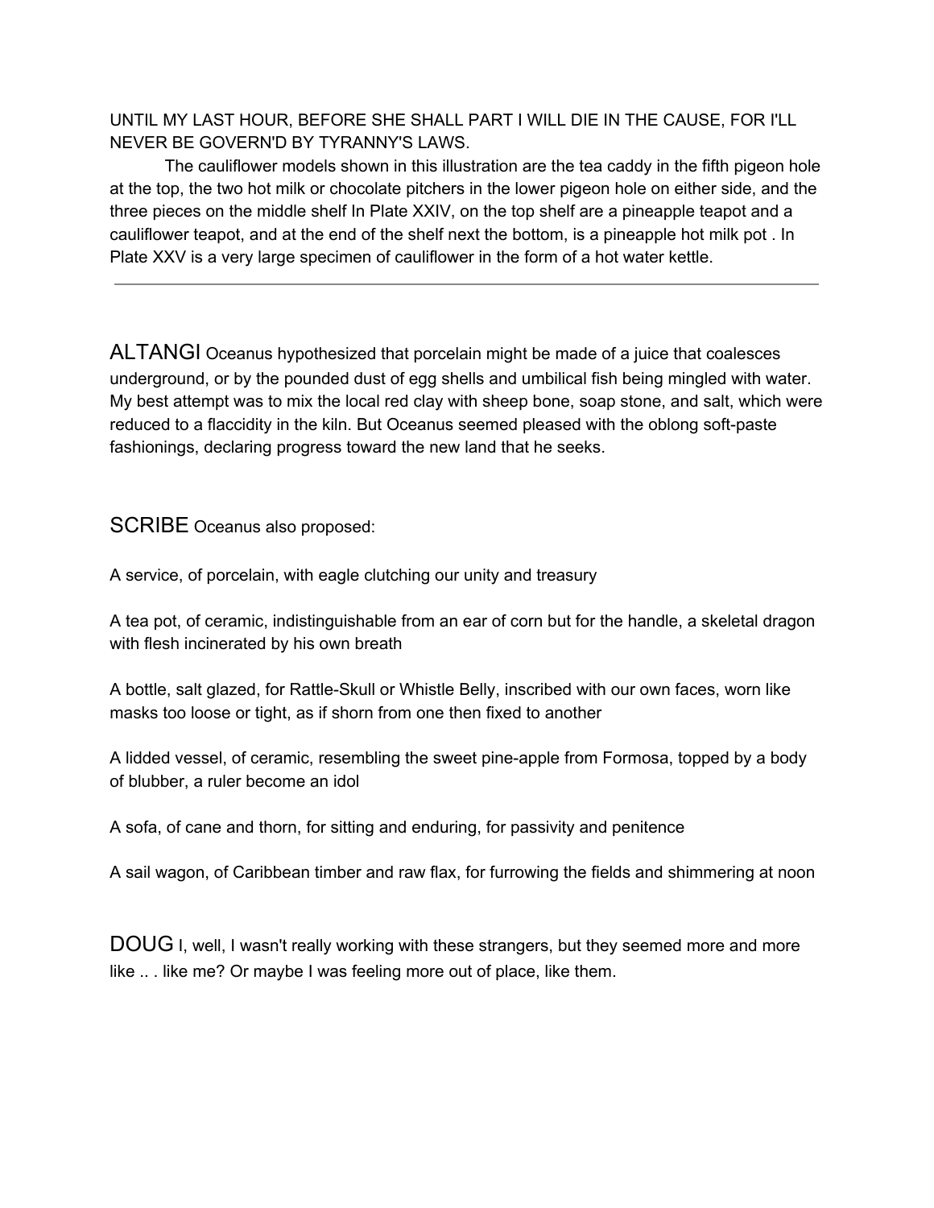UNTIL MY LAST HOUR, BEFORE SHE SHALL PART I WILL DIE IN THE CAUSE, FOR I'LL NEVER BE GOVERN'D BY TYRANNY'S LAWS.

The cauliflower models shown in this illustration are the tea caddy in the fifth pigeon hole at the top, the two hot milk or chocolate pitchers in the lower pigeon hole on either side, and the three pieces on the middle shelf In Plate XXIV, on the top shelf are a pineapple teapot and a cauliflower teapot, and at the end of the shelf next the bottom, is a pineapple hot milk pot . In Plate XXV is a very large specimen of cauliflower in the form of a hot water kettle.

---

ALTANGI Oceanus hypothesized that porcelain might be made of a juice that coalesces underground, or by the pounded dust of egg shells and umbilical fish being mingled with water. My best attempt was to mix the local red clay with sheep bone, soap stone, and salt, which were reduced to a flaccidity in the kiln. But Oceanus seemed pleased with the oblong soft-paste fashionings, declaring progress toward the new land that he seeks.

SCRIBE Oceanus also proposed:

A service, of porcelain, with eagle clutching our unity and treasury

A tea pot, of ceramic, indistinguishable from an ear of corn but for the handle, a skeletal dragon with flesh incinerated by his own breath

A bottle, salt glazed, for Rattle-Skull or Whistle Belly, inscribed with our own faces, worn like masks too loose or tight, as if shorn from one then fixed to another

A lidded vessel, of ceramic, resembling the sweet pine-apple from Formosa, topped by a body of blubber, a ruler become an idol

A sofa, of cane and thorn, for sitting and enduring, for passivity and penitence

A sail wagon, of Caribbean timber and raw flax, for furrowing the fields and shimmering at noon

DOUG I, well, I wasn't really working with these strangers, but they seemed more and more like .. . like me? Or maybe I was feeling more out of place, like them.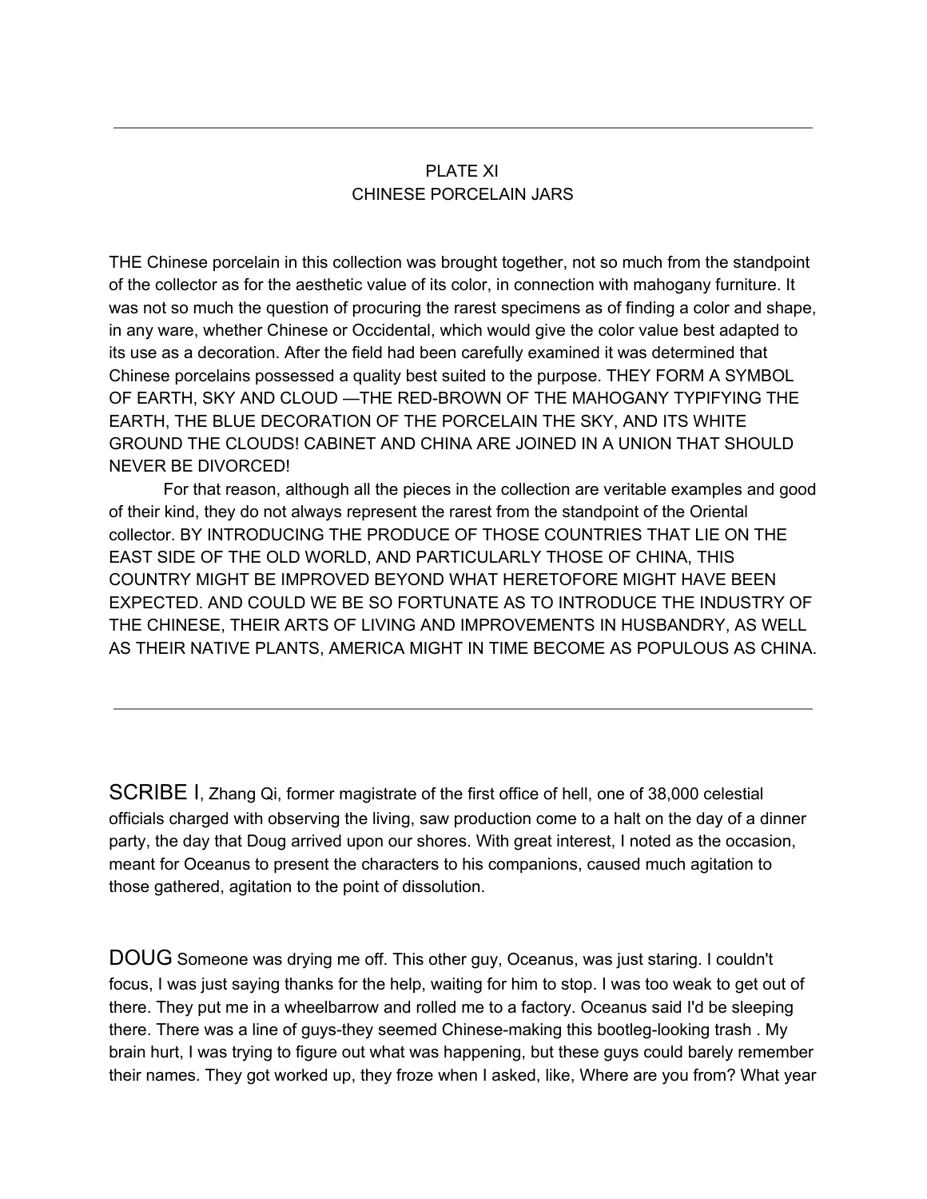---

PLATE XI
CHINESE PORCELAIN JARS

THE Chinese porcelain in this collection was brought together, not so much from the standpoint of the collector as for the aesthetic value of its color, in connection with mahogany furniture. It was not so much the question of procuring the rarest specimens as of finding a color and shape, in any ware, whether Chinese or Occidental, which would give the color value best adapted to its use as a decoration. After the field had been carefully examined it was determined that Chinese porcelains possessed a quality best suited to the purpose. THEY FORM A SYMBOL OF EARTH, SKY AND CLOUD —THE RED-BROWN OF THE MAHOGANY TYPIFYING THE EARTH, THE BLUE DECORATION OF THE PORCELAIN THE SKY, AND ITS WHITE GROUND THE CLOUDS! CABINET AND CHINA ARE JOINED IN A UNION THAT SHOULD NEVER BE DIVORCED!

For that reason, although all the pieces in the collection are veritable examples and good of their kind, they do not always represent the rarest from the standpoint of the Oriental collector. BY INTRODUCING THE PRODUCE OF THOSE COUNTRIES THAT LIE ON THE EAST SIDE OF THE OLD WORLD, AND PARTICULARLY THOSE OF CHINA, THIS COUNTRY MIGHT BE IMPROVED BEYOND WHAT HERETOFORE MIGHT HAVE BEEN EXPECTED. AND COULD WE BE SO FORTUNATE AS TO INTRODUCE THE INDUSTRY OF THE CHINESE, THEIR ARTS OF LIVING AND IMPROVEMENTS IN HUSBANDRY, AS WELL AS THEIR NATIVE PLANTS, AMERICA MIGHT IN TIME BECOME AS POPULOUS AS CHINA.

---

SCRIBE I, Zhang Qi, former magistrate of the first office of hell, one of 38,000 celestial officials charged with observing the living, saw production come to a halt on the day of a dinner party, the day that Doug arrived upon our shores. With great interest, I noted as the occasion, meant for Oceanus to present the characters to his companions, caused much agitation to those gathered, agitation to the point of dissolution.

DOUG Someone was drying me off. This other guy, Oceanus, was just staring. I couldn't focus, I was just saying thanks for the help, waiting for him to stop. I was too weak to get out of there. They put me in a wheelbarrow and rolled me to a factory. Oceanus said I'd be sleeping there. There was a line of guys-they seemed Chinese-making this bootleg-looking trash . My brain hurt, I was trying to figure out what was happening, but these guys could barely remember their names. They got worked up, they froze when I asked, like, Where are you from? What year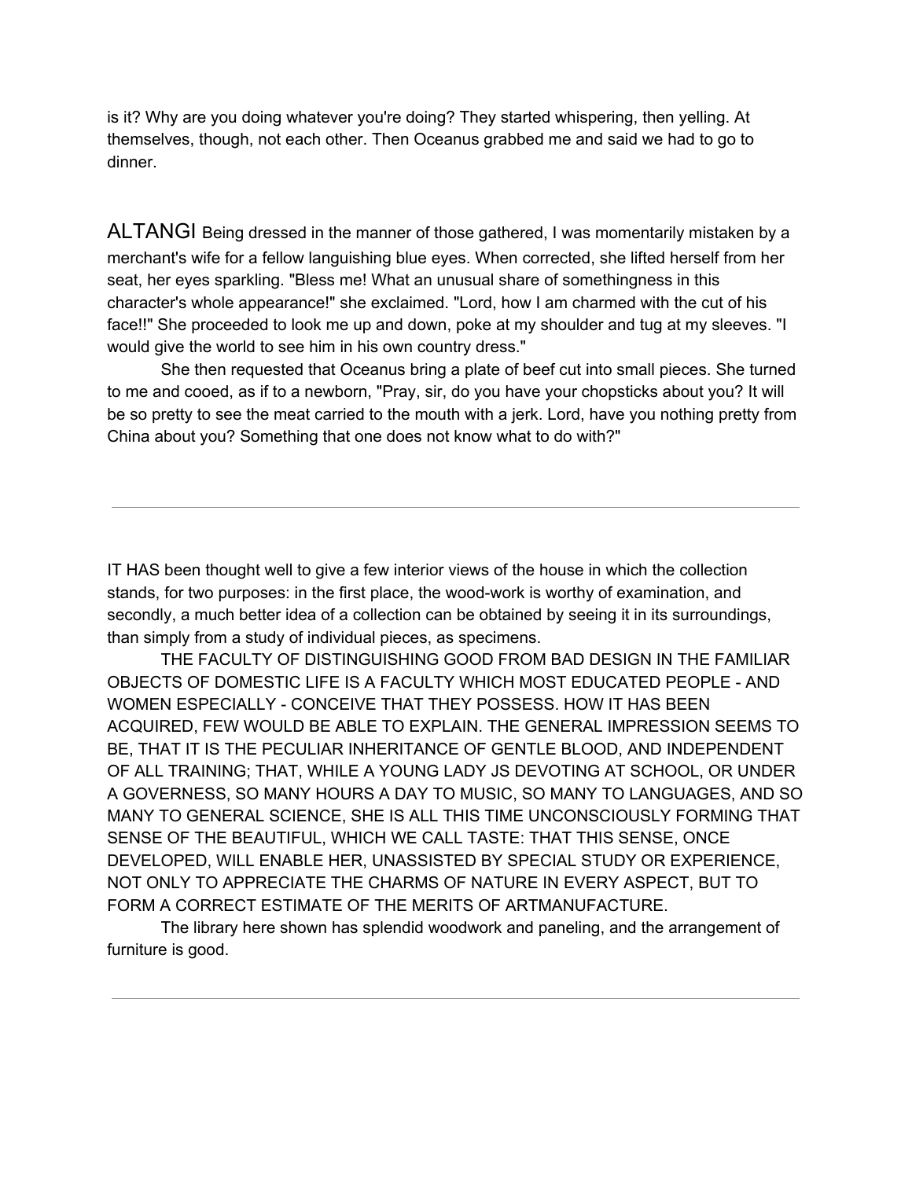is it? Why are you doing whatever you're doing? They started whispering, then yelling. At themselves, though, not each other. Then Oceanus grabbed me and said we had to go to dinner.

ALTANGI Being dressed in the manner of those gathered, I was momentarily mistaken by a merchant's wife for a fellow languishing blue eyes. When corrected, she lifted herself from her seat, her eyes sparkling. "Bless me! What an unusual share of somethingness in this character's whole appearance!" she exclaimed. "Lord, how I am charmed with the cut of his face!!" She proceeded to look me up and down, poke at my shoulder and tug at my sleeves. "I would give the world to see him in his own country dress."

She then requested that Oceanus bring a plate of beef cut into small pieces. She turned to me and cooed, as if to a newborn, "Pray, sir, do you have your chopsticks about you? It will be so pretty to see the meat carried to the mouth with a jerk. Lord, have you nothing pretty from China about you? Something that one does not know what to do with?"

---

IT HAS been thought well to give a few interior views of the house in which the collection stands, for two purposes: in the first place, the wood-work is worthy of examination, and secondly, a much better idea of a collection can be obtained by seeing it in its surroundings, than simply from a study of individual pieces, as specimens.

THE FACULTY OF DISTINGUISHING GOOD FROM BAD DESIGN IN THE FAMILIAR OBJECTS OF DOMESTIC LIFE IS A FACULTY WHICH MOST EDUCATED PEOPLE - AND WOMEN ESPECIALLY - CONCEIVE THAT THEY POSSESS. HOW IT HAS BEEN ACQUIRED, FEW WOULD BE ABLE TO EXPLAIN. THE GENERAL IMPRESSION SEEMS TO BE, THAT IT IS THE PECULIAR INHERITANCE OF GENTLE BLOOD, AND INDEPENDENT OF ALL TRAINING; THAT, WHILE A YOUNG LADY JS DEVOTING AT SCHOOL, OR UNDER A GOVERNESS, SO MANY HOURS A DAY TO MUSIC, SO MANY TO LANGUAGES, AND SO MANY TO GENERAL SCIENCE, SHE IS ALL THIS TIME UNCONSCIOUSLY FORMING THAT SENSE OF THE BEAUTIFUL, WHICH WE CALL TASTE: THAT THIS SENSE, ONCE DEVELOPED, WILL ENABLE HER, UNASSISTED BY SPECIAL STUDY OR EXPERIENCE, NOT ONLY TO APPRECIATE THE CHARMS OF NATURE IN EVERY ASPECT, BUT TO FORM A CORRECT ESTIMATE OF THE MERITS OF ARTMANUFACTURE.

The library here shown has splendid woodwork and paneling, and the arrangement of furniture is good.

---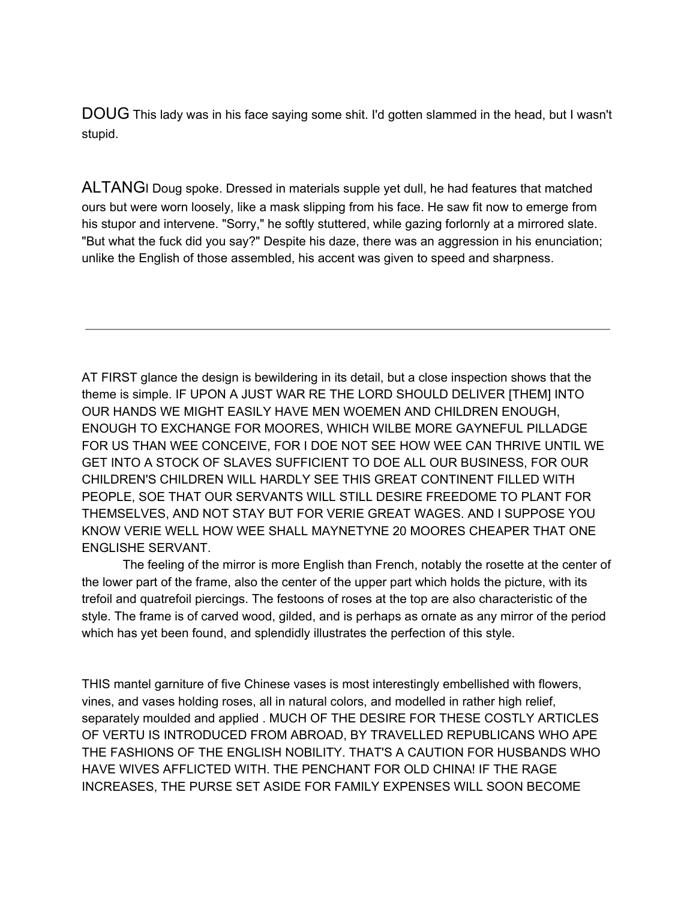DOUG This lady was in his face saying some shit. I'd gotten slammed in the head, but I wasn't stupid.

ALTANGI Doug spoke. Dressed in materials supple yet dull, he had features that matched ours but were worn loosely, like a mask slipping from his face. He saw fit now to emerge from his stupor and intervene. "Sorry," he softly stuttered, while gazing forlornly at a mirrored slate. "But what the fuck did you say?" Despite his daze, there was an aggression in his enunciation; unlike the English of those assembled, his accent was given to speed and sharpness.

---

AT FIRST glance the design is bewildering in its detail, but a close inspection shows that the theme is simple. IF UPON A JUST WAR RE THE LORD SHOULD DELIVER [THEM] INTO OUR HANDS WE MIGHT EASILY HAVE MEN WOEMEN AND CHILDREN ENOUGH, ENOUGH TO EXCHANGE FOR MOORES, WHICH WILBE MORE GAYNEFUL PILLADGE FOR US THAN WEE CONCEIVE, FOR I DOE NOT SEE HOW WEE CAN THRIVE UNTIL WE GET INTO A STOCK OF SLAVES SUFFICIENT TO DOE ALL OUR BUSINESS, FOR OUR CHILDREN'S CHILDREN WILL HARDLY SEE THIS GREAT CONTINENT FILLED WITH PEOPLE, SOE THAT OUR SERVANTS WILL STILL DESIRE FREEDOME TO PLANT FOR THEMSELVES, AND NOT STAY BUT FOR VERIE GREAT WAGES. AND I SUPPOSE YOU KNOW VERIE WELL HOW WEE SHALL MAYNETYNE 20 MOORES CHEAPER THAT ONE ENGLISHE SERVANT.

The feeling of the mirror is more English than French, notably the rosette at the center of the lower part of the frame, also the center of the upper part which holds the picture, with its trefoil and quatrefoil piercings. The festoons of roses at the top are also characteristic of the style. The frame is of carved wood, gilded, and is perhaps as ornate as any mirror of the period which has yet been found, and splendidly illustrates the perfection of this style.

THIS mantel garniture of five Chinese vases is most interestingly embellished with flowers, vines, and vases holding roses, all in natural colors, and modelled in rather high relief, separately moulded and applied . MUCH OF THE DESIRE FOR THESE COSTLY ARTICLES OF VERTU IS INTRODUCED FROM ABROAD, BY TRAVELLED REPUBLICANS WHO APE THE FASHIONS OF THE ENGLISH NOBILITY. THAT'S A CAUTION FOR HUSBANDS WHO HAVE WIVES AFFLICTED WITH. THE PENCHANT FOR OLD CHINA! IF THE RAGE INCREASES, THE PURSE SET ASIDE FOR FAMILY EXPENSES WILL SOON BECOME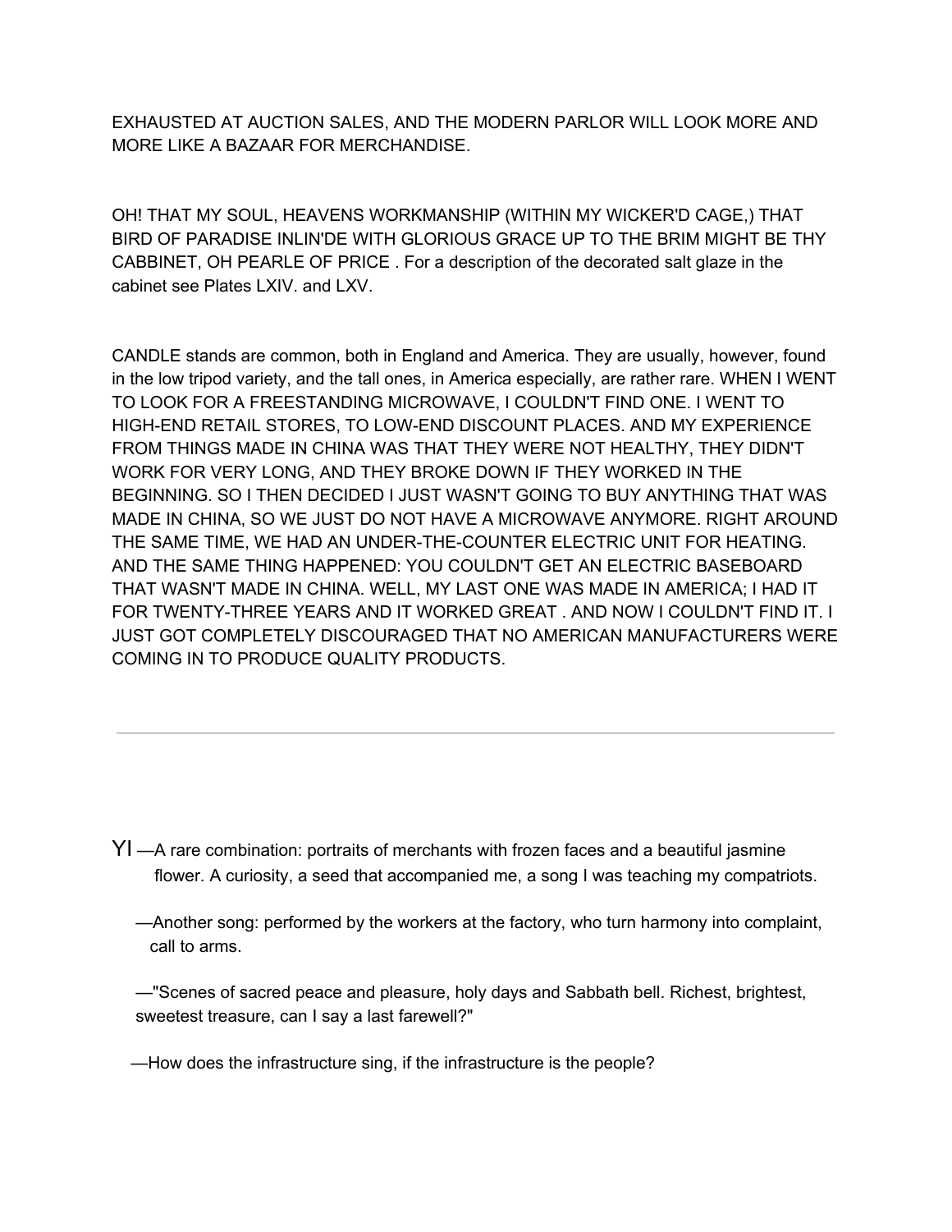EXHAUSTED AT AUCTION SALES, AND THE MODERN PARLOR WILL LOOK MORE AND MORE LIKE A BAZAAR FOR MERCHANDISE.

OH! THAT MY SOUL, HEAVENS WORKMANSHIP (WITHIN MY WICKER'D CAGE,) THAT BIRD OF PARADISE INLIN'DE WITH GLORIOUS GRACE UP TO THE BRIM MIGHT BE THY CABBINET, OH PEARLE OF PRICE . For a description of the decorated salt glaze in the cabinet see Plates LXIV. and LXV.

CANDLE stands are common, both in England and America. They are usually, however, found in the low tripod variety, and the tall ones, in America especially, are rather rare. WHEN I WENT TO LOOK FOR A FREESTANDING MICROWAVE, I COULDN'T FIND ONE. I WENT TO HIGH-END RETAIL STORES, TO LOW-END DISCOUNT PLACES. AND MY EXPERIENCE FROM THINGS MADE IN CHINA WAS THAT THEY WERE NOT HEALTHY, THEY DIDN'T WORK FOR VERY LONG, AND THEY BROKE DOWN IF THEY WORKED IN THE BEGINNING. SO I THEN DECIDED I JUST WASN'T GOING TO BUY ANYTHING THAT WAS MADE IN CHINA, SO WE JUST DO NOT HAVE A MICROWAVE ANYMORE. RIGHT AROUND THE SAME TIME, WE HAD AN UNDER-THE-COUNTER ELECTRIC UNIT FOR HEATING. AND THE SAME THING HAPPENED: YOU COULDN'T GET AN ELECTRIC BASEBOARD THAT WASN'T MADE IN CHINA. WELL, MY LAST ONE WAS MADE IN AMERICA; I HAD IT FOR TWENTY-THREE YEARS AND IT WORKED GREAT . AND NOW I COULDN'T FIND IT. I JUST GOT COMPLETELY DISCOURAGED THAT NO AMERICAN MANUFACTURERS WERE COMING IN TO PRODUCE QUALITY PRODUCTS.

---

YI —A rare combination: portraits of merchants with frozen faces and a beautiful jasmine flower. A curiosity, a seed that accompanied me, a song I was teaching my compatriots.

—Another song: performed by the workers at the factory, who turn harmony into complaint, call to arms.

—"Scenes of sacred peace and pleasure, holy days and Sabbath bell. Richest, brightest, sweetest treasure, can I say a last farewell?"

—How does the infrastructure sing, if the infrastructure is the people?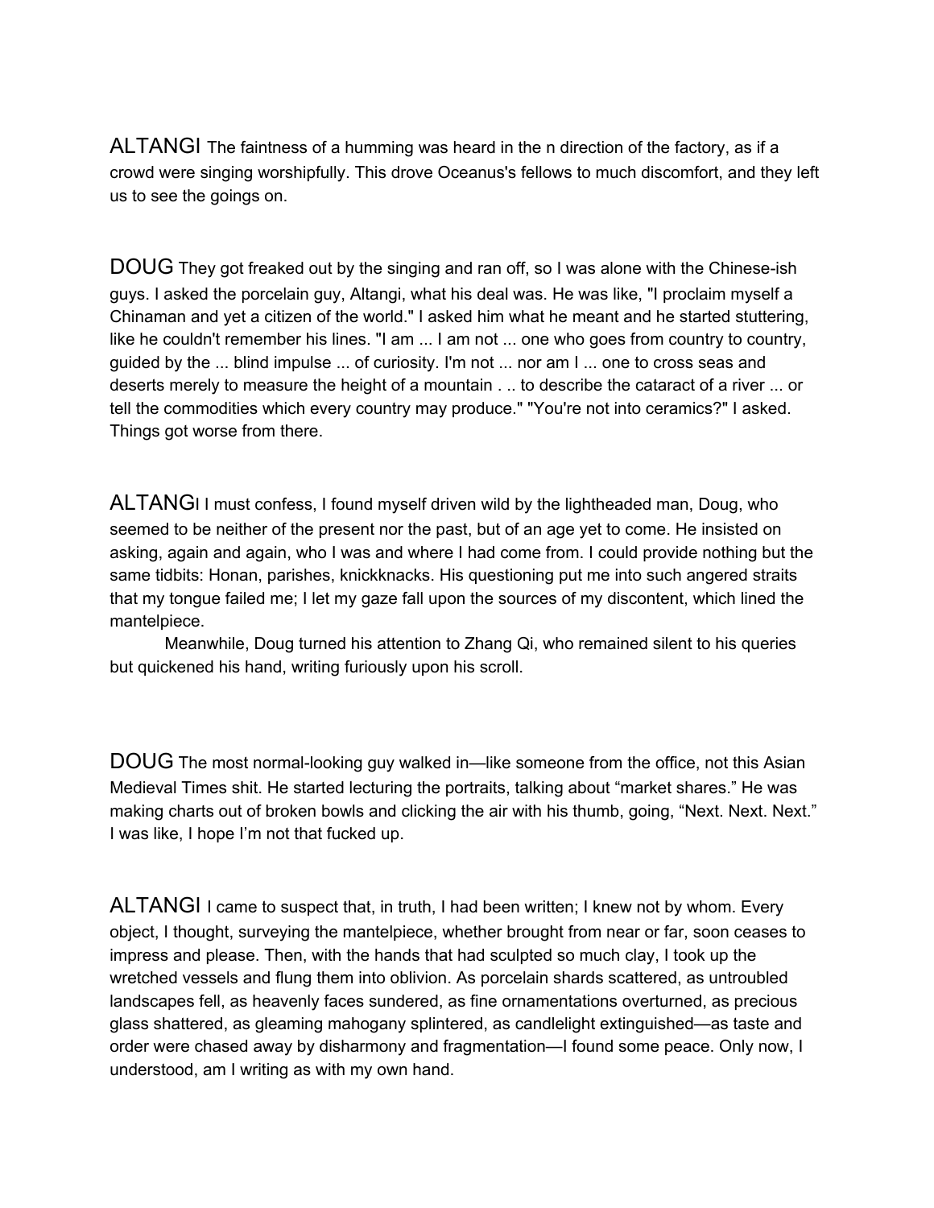ALTANGI The faintness of a humming was heard in the n direction of the factory, as if a crowd were singing worshipfully. This drove Oceanus's fellows to much discomfort, and they left us to see the goings on.

DOUG They got freaked out by the singing and ran off, so I was alone with the Chinese-ish guys. I asked the porcelain guy, Altangi, what his deal was. He was like, "I proclaim myself a Chinaman and yet a citizen of the world." I asked him what he meant and he started stuttering, like he couldn't remember his lines. "I am ... I am not ... one who goes from country to country, guided by the ... blind impulse ... of curiosity. I'm not ... nor am I ... one to cross seas and deserts merely to measure the height of a mountain . .. to describe the cataract of a river ... or tell the commodities which every country may produce." "You're not into ceramics?" I asked. Things got worse from there.

ALTANGI I must confess, I found myself driven wild by the lightheaded man, Doug, who seemed to be neither of the present nor the past, but of an age yet to come. He insisted on asking, again and again, who I was and where I had come from. I could provide nothing but the same tidbits: Honan, parishes, knickknacks. His questioning put me into such angered straits that my tongue failed me; I let my gaze fall upon the sources of my discontent, which lined the mantelpiece.

Meanwhile, Doug turned his attention to Zhang Qi, who remained silent to his queries but quickened his hand, writing furiously upon his scroll.

DOUG The most normal-looking guy walked in—like someone from the office, not this Asian Medieval Times shit. He started lecturing the portraits, talking about “market shares.” He was making charts out of broken bowls and clicking the air with his thumb, going, “Next. Next. Next.” I was like, I hope I’m not that fucked up.

ALTANGI I came to suspect that, in truth, I had been written; I knew not by whom. Every object, I thought, surveying the mantelpiece, whether brought from near or far, soon ceases to impress and please. Then, with the hands that had sculpted so much clay, I took up the wretched vessels and flung them into oblivion. As porcelain shards scattered, as untroubled landscapes fell, as heavenly faces sundered, as fine ornamentations overturned, as precious glass shattered, as gleaming mahogany splintered, as candlelight extinguished—as taste and order were chased away by disharmony and fragmentation—I found some peace. Only now, I understood, am I writing as with my own hand.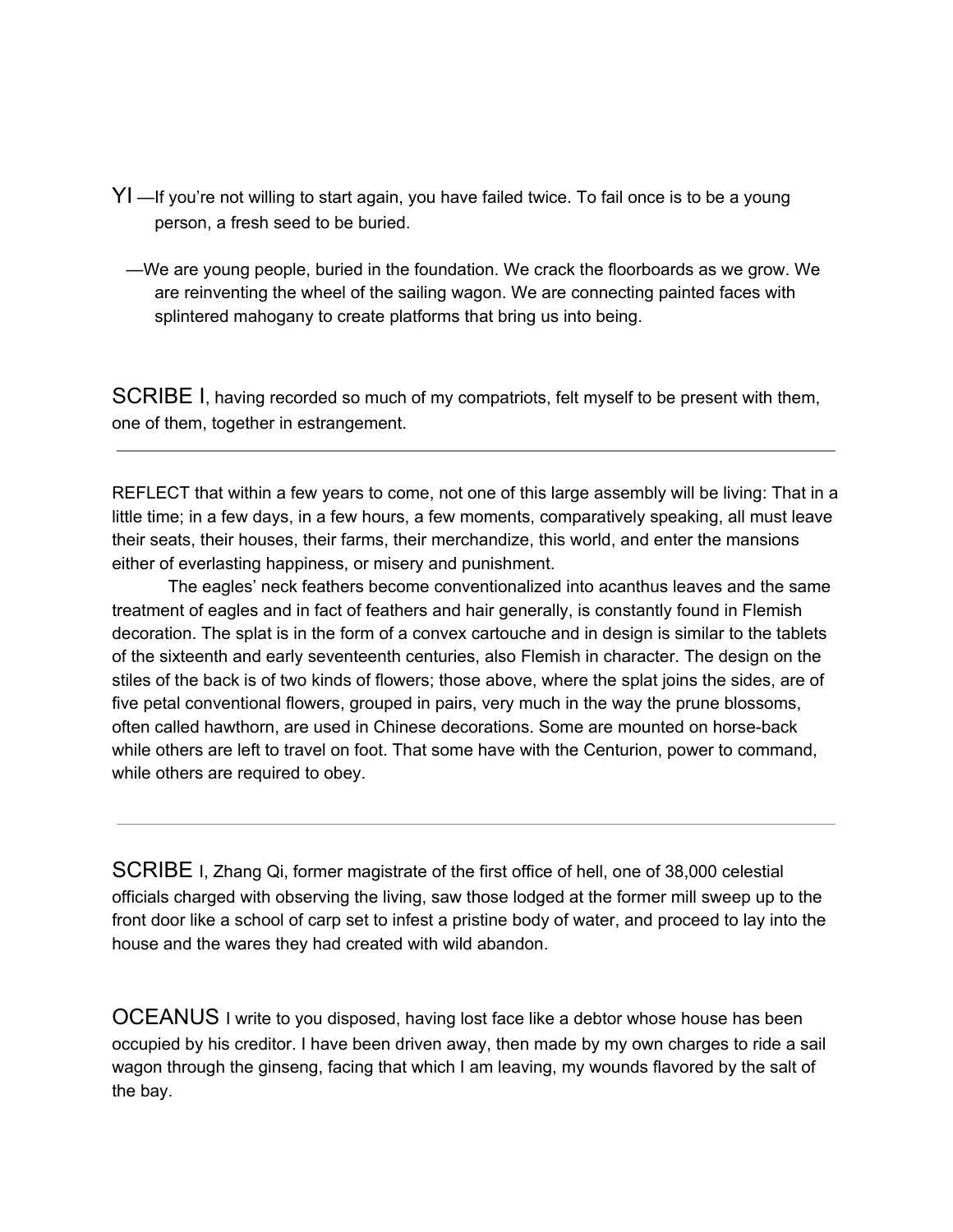YI —If you're not willing to start again, you have failed twice. To fail once is to be a young person, a fresh seed to be buried.

—We are young people, buried in the foundation. We crack the floorboards as we grow. We are reinventing the wheel of the sailing wagon. We are connecting painted faces with splintered mahogany to create platforms that bring us into being.

SCRIBE I, having recorded so much of my compatriots, felt myself to be present with them, one of them, together in estrangement.

---

REFLECT that within a few years to come, not one of this large assembly will be living: That in a little time; in a few days, in a few hours, a few moments, comparatively speaking, all must leave their seats, their houses, their farms, their merchandize, this world, and enter the mansions either of everlasting happiness, or misery and punishment.

The eagles' neck feathers become conventionalized into acanthus leaves and the same treatment of eagles and in fact of feathers and hair generally, is constantly found in Flemish decoration. The splat is in the form of a convex cartouche and in design is similar to the tablets of the sixteenth and early seventeenth centuries, also Flemish in character. The design on the stiles of the back is of two kinds of flowers; those above, where the splat joins the sides, are of five petal conventional flowers, grouped in pairs, very much in the way the prune blossoms, often called hawthorn, are used in Chinese decorations. Some are mounted on horse-back while others are left to travel on foot. That some have with the Centurion, power to command, while others are required to obey.

---

SCRIBE I, Zhang Qi, former magistrate of the first office of hell, one of 38,000 celestial officials charged with observing the living, saw those lodged at the former mill sweep up to the front door like a school of carp set to infest a pristine body of water, and proceed to lay into the house and the wares they had created with wild abandon.

OCEANUS I write to you disposed, having lost face like a debtor whose house has been occupied by his creditor. I have been driven away, then made by my own charges to ride a sail wagon through the ginseng, facing that which I am leaving, my wounds flavored by the salt of the bay.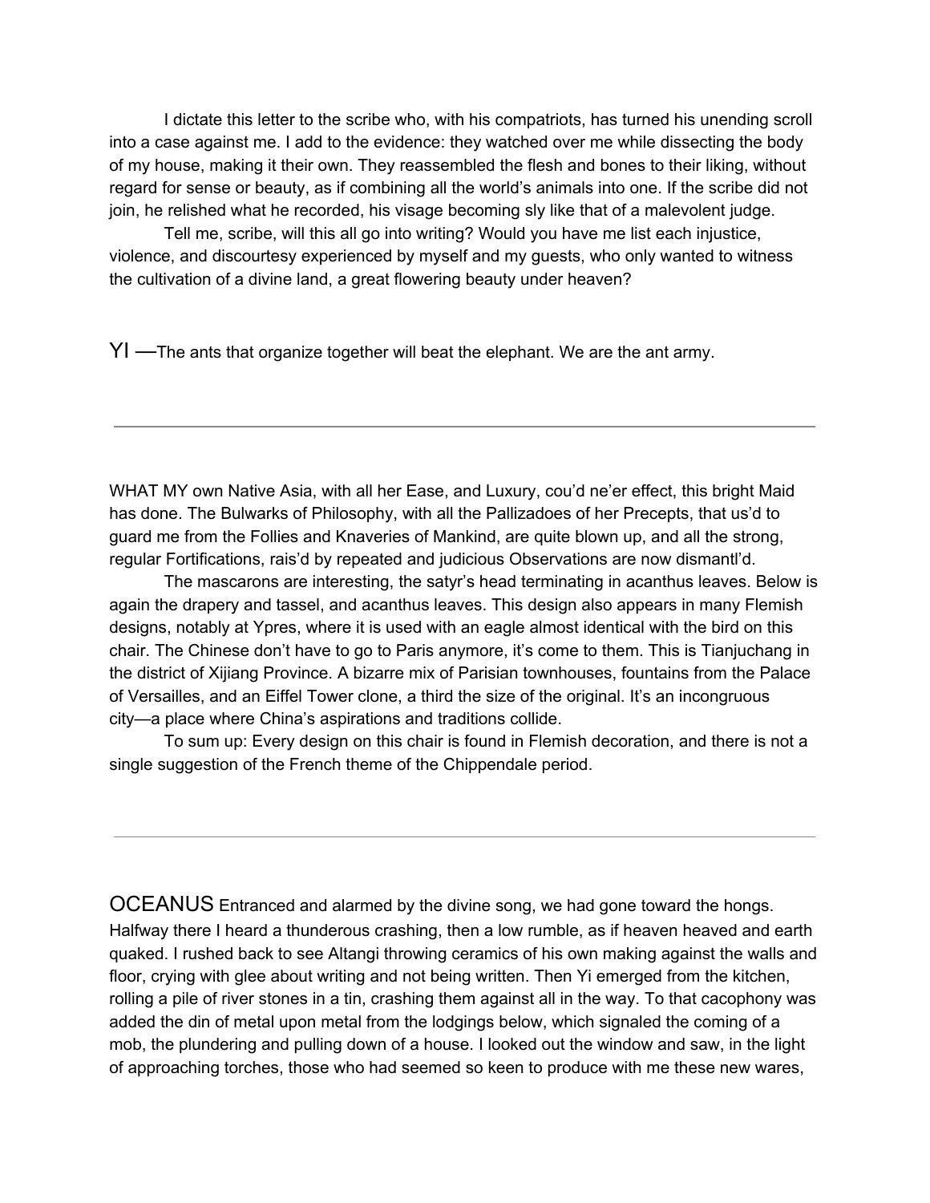I dictate this letter to the scribe who, with his compatriots, has turned his unending scroll into a case against me. I add to the evidence: they watched over me while dissecting the body of my house, making it their own. They reassembled the flesh and bones to their liking, without regard for sense or beauty, as if combining all the world's animals into one. If the scribe did not join, he relished what he recorded, his visage becoming sly like that of a malevolent judge.

Tell me, scribe, will this all go into writing? Would you have me list each injustice, violence, and discourtesy experienced by myself and my guests, who only wanted to witness the cultivation of a divine land, a great flowering beauty under heaven?

YI —The ants that organize together will beat the elephant. We are the ant army.

---

WHAT MY own Native Asia, with all her Ease, and Luxury, cou'd ne'er effect, this bright Maid has done. The Bulwarks of Philosophy, with all the Pallizadoes of her Precepts, that us'd to guard me from the Follies and Knaveries of Mankind, are quite blown up, and all the strong, regular Fortifications, rais'd by repeated and judicious Observations are now dismantl'd.

The mascarons are interesting, the satyr's head terminating in acanthus leaves. Below is again the drapery and tassel, and acanthus leaves. This design also appears in many Flemish designs, notably at Ypres, where it is used with an eagle almost identical with the bird on this chair. The Chinese don't have to go to Paris anymore, it's come to them. This is Tianjuchang in the district of Xijiang Province. A bizarre mix of Parisian townhouses, fountains from the Palace of Versailles, and an Eiffel Tower clone, a third the size of the original. It's an incongruous city—a place where China's aspirations and traditions collide.

To sum up: Every design on this chair is found in Flemish decoration, and there is not a single suggestion of the French theme of the Chippendale period.

---

OCEANUS Entranced and alarmed by the divine song, we had gone toward the hongs. Halfway there I heard a thunderous crashing, then a low rumble, as if heaven heaved and earth quaked. I rushed back to see Altangi throwing ceramics of his own making against the walls and floor, crying with glee about writing and not being written. Then Yi emerged from the kitchen, rolling a pile of river stones in a tin, crashing them against all in the way. To that cacophony was added the din of metal upon metal from the lodgings below, which signaled the coming of a mob, the plundering and pulling down of a house. I looked out the window and saw, in the light of approaching torches, those who had seemed so keen to produce with me these new wares,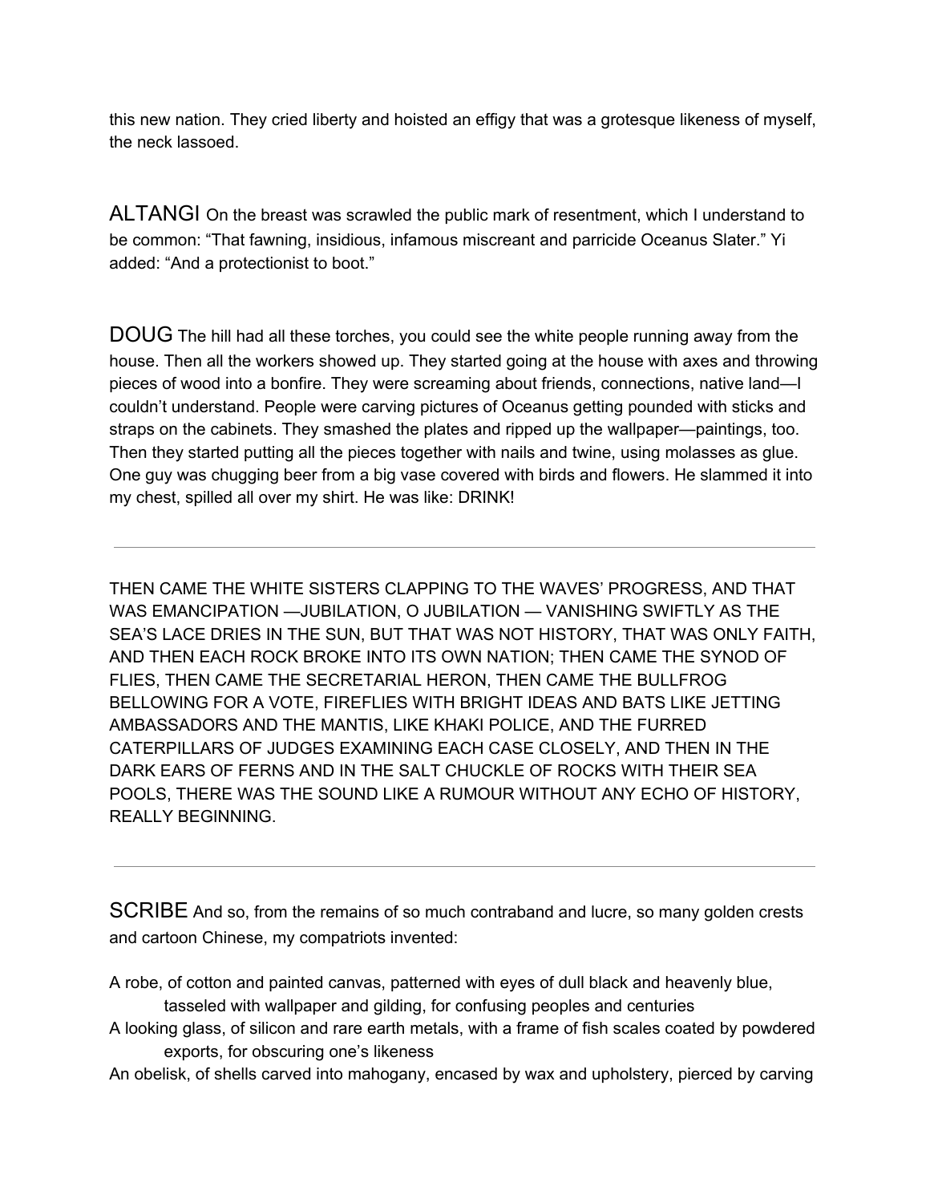this new nation. They cried liberty and hoisted an effigy that was a grotesque likeness of myself, the neck lassoed.

ALTANGI On the breast was scrawled the public mark of resentment, which I understand to be common: “That fawning, insidious, infamous miscreant and parricide Oceanus Slater.” Yi added: “And a protectionist to boot.”

DOUG The hill had all these torches, you could see the white people running away from the house. Then all the workers showed up. They started going at the house with axes and throwing pieces of wood into a bonfire. They were screaming about friends, connections, native land—I couldn’t understand. People were carving pictures of Oceanus getting pounded with sticks and straps on the cabinets. They smashed the plates and ripped up the wallpaper—paintings, too. Then they started putting all the pieces together with nails and twine, using molasses as glue. One guy was chugging beer from a big vase covered with birds and flowers. He slammed it into my chest, spilled all over my shirt. He was like: DRINK!

---

THEN CAME THE WHITE SISTERS CLAPPING TO THE WAVES’ PROGRESS, AND THAT WAS EMANCIPATION —JUBILATION, O JUBILATION — VANISHING SWIFTLY AS THE SEA’S LACE DRIES IN THE SUN, BUT THAT WAS NOT HISTORY, THAT WAS ONLY FAITH, AND THEN EACH ROCK BROKE INTO ITS OWN NATION; THEN CAME THE SYNOD OF FLIES, THEN CAME THE SECRETARIAL HERON, THEN CAME THE BULLFROG BELLOWING FOR A VOTE, FIREFLIES WITH BRIGHT IDEAS AND BATS LIKE JETTING AMBASSADORS AND THE MANTIS, LIKE KHAKI POLICE, AND THE FURRED CATERPILLARS OF JUDGES EXAMINING EACH CASE CLOSELY, AND THEN IN THE DARK EARS OF FERNS AND IN THE SALT CHUCKLE OF ROCKS WITH THEIR SEA POOLS, THERE WAS THE SOUND LIKE A RUMOUR WITHOUT ANY ECHO OF HISTORY, REALLY BEGINNING.

---

SCRIBE And so, from the remains of so much contraband and lucre, so many golden crests and cartoon Chinese, my compatriots invented:

A robe, of cotton and painted canvas, patterned with eyes of dull black and heavenly blue, tasseled with wallpaper and gilding, for confusing peoples and centuries
A looking glass, of silicon and rare earth metals, with a frame of fish scales coated by powdered exports, for obscuring one’s likeness
An obelisk, of shells carved into mahogany, encased by wax and upholstery, pierced by carving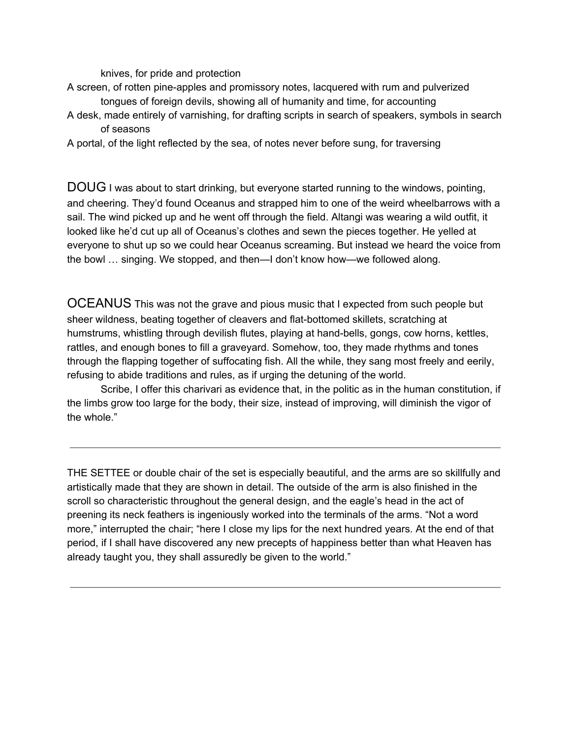knives, for pride and protection

A screen, of rotten pine-apples and promissory notes, lacquered with rum and pulverized tongues of foreign devils, showing all of humanity and time, for accounting

A desk, made entirely of varnishing, for drafting scripts in search of speakers, symbols in search of seasons

A portal, of the light reflected by the sea, of notes never before sung, for traversing

DOUG I was about to start drinking, but everyone started running to the windows, pointing, and cheering. They'd found Oceanus and strapped him to one of the weird wheelbarrows with a sail. The wind picked up and he went off through the field. Altangi was wearing a wild outfit, it looked like he'd cut up all of Oceanus's clothes and sewn the pieces together. He yelled at everyone to shut up so we could hear Oceanus screaming. But instead we heard the voice from the bowl … singing. We stopped, and then—I don't know how—we followed along.

OCEANUS This was not the grave and pious music that I expected from such people but sheer wildness, beating together of cleavers and flat-bottomed skillets, scratching at humstrums, whistling through devilish flutes, playing at hand-bells, gongs, cow horns, kettles, rattles, and enough bones to fill a graveyard. Somehow, too, they made rhythms and tones through the flapping together of suffocating fish. All the while, they sang most freely and eerily, refusing to abide traditions and rules, as if urging the detuning of the world.

Scribe, I offer this charivari as evidence that, in the politic as in the human constitution, if the limbs grow too large for the body, their size, instead of improving, will diminish the vigor of the whole."

---

THE SETTEE or double chair of the set is especially beautiful, and the arms are so skillfully and artistically made that they are shown in detail. The outside of the arm is also finished in the scroll so characteristic throughout the general design, and the eagle's head in the act of preening its neck feathers is ingeniously worked into the terminals of the arms. "Not a word more," interrupted the chair; "here I close my lips for the next hundred years. At the end of that period, if I shall have discovered any new precepts of happiness better than what Heaven has already taught you, they shall assuredly be given to the world."

---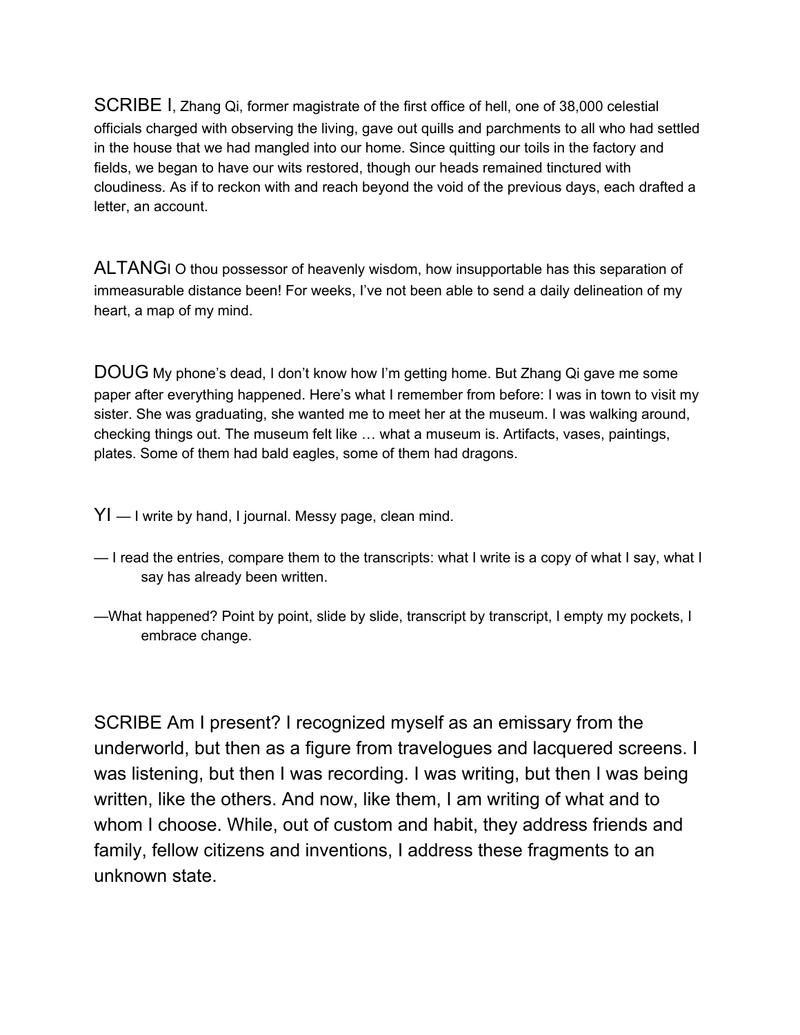SCRIBE I, Zhang Qi, former magistrate of the first office of hell, one of 38,000 celestial officials charged with observing the living, gave out quills and parchments to all who had settled in the house that we had mangled into our home. Since quitting our toils in the factory and fields, we began to have our wits restored, though our heads remained tinctured with cloudiness. As if to reckon with and reach beyond the void of the previous days, each drafted a letter, an account.

ALTANGI O thou possessor of heavenly wisdom, how insupportable has this separation of immeasurable distance been! For weeks, I've not been able to send a daily delineation of my heart, a map of my mind.

DOUG My phone's dead, I don't know how I'm getting home. But Zhang Qi gave me some paper after everything happened. Here's what I remember from before: I was in town to visit my sister. She was graduating, she wanted me to meet her at the museum. I was walking around, checking things out. The museum felt like … what a museum is. Artifacts, vases, paintings, plates. Some of them had bald eagles, some of them had dragons.

YI — I write by hand, I journal. Messy page, clean mind.

— I read the entries, compare them to the transcripts: what I write is a copy of what I say, what I say has already been written.

—What happened? Point by point, slide by slide, transcript by transcript, I empty my pockets, I embrace change.

SCRIBE Am I present? I recognized myself as an emissary from the underworld, but then as a figure from travelogues and lacquered screens. I was listening, but then I was recording. I was writing, but then I was being written, like the others. And now, like them, I am writing of what and to whom I choose. While, out of custom and habit, they address friends and family, fellow citizens and inventions, I address these fragments to an unknown state.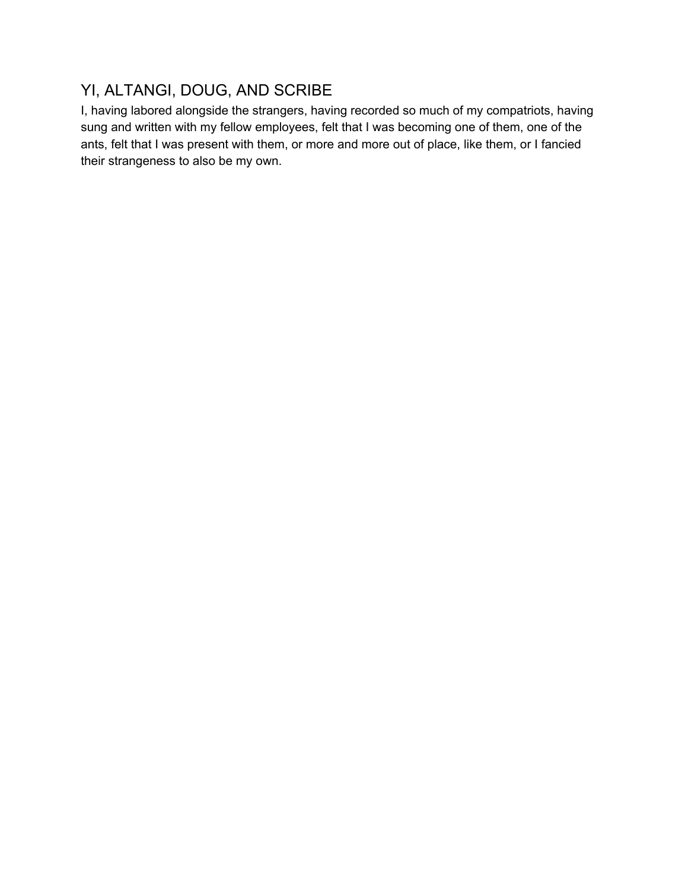## YI, ALTANGI, DOUG, AND SCRIBE

I, having labored alongside the strangers, having recorded so much of my compatriots, having sung and written with my fellow employees, felt that I was becoming one of them, one of the ants, felt that I was present with them, or more and more out of place, like them, or I fancied their strangeness to also be my own.